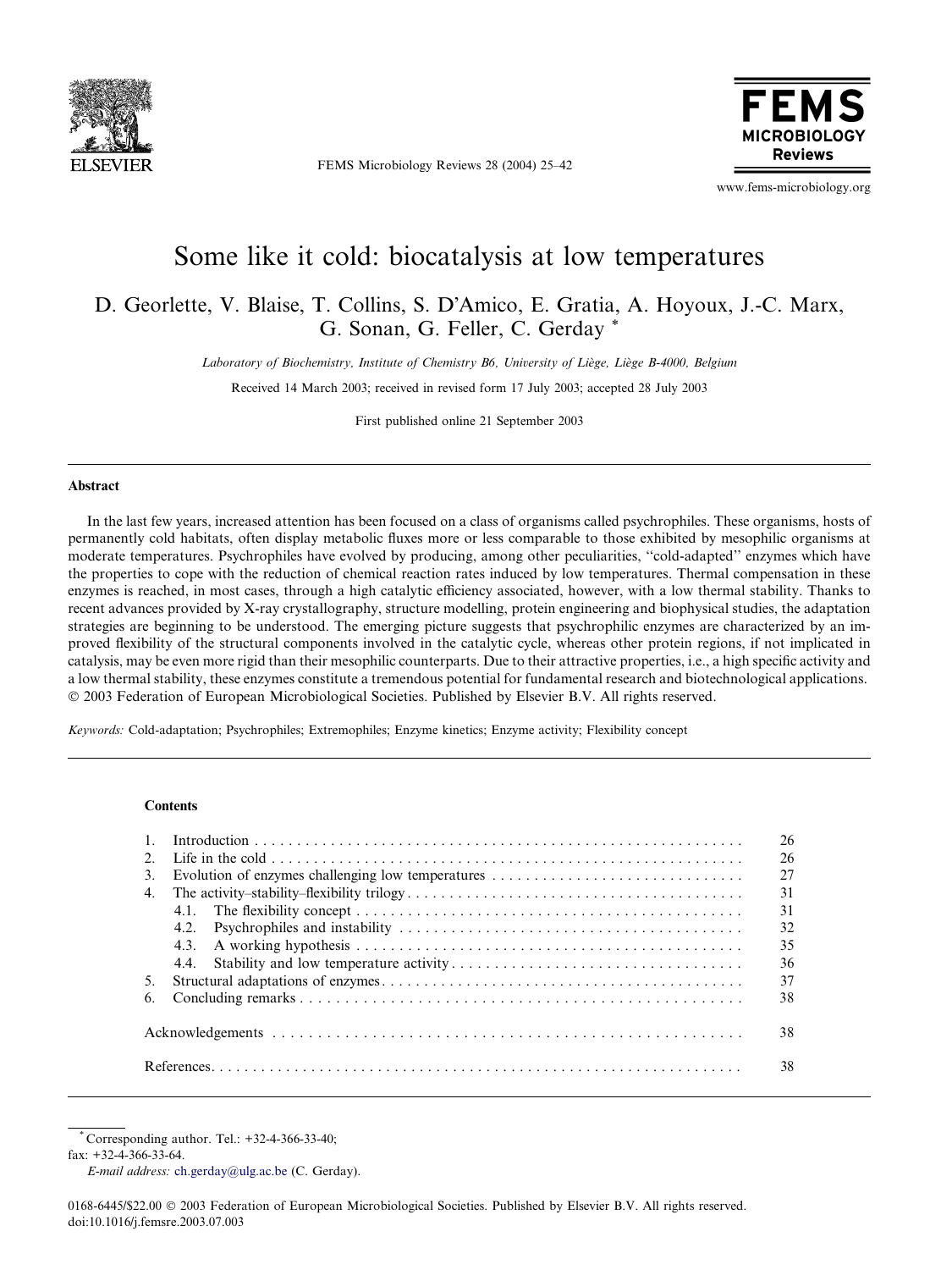# Some like it cold: biocatalysis at low temperatures

D. Georlette, V. Blaise, T. Collins, S. D'Amico, E. Gratia, A. Hoyoux, J.-C. Marx, G. Sonan, G. Feller, C. Gerday *

*Laboratory of Biochemistry, Institute of Chemistry B6, University of Liège, Liège B-4000, Belgium*

Received 14 March 2003; received in revised form 17 July 2003; accepted 28 July 2003

First published online 21 September 2003

## Abstract

In the last few years, increased attention has been focused on a class of organisms called psychrophiles. These organisms, hosts of permanently cold habitats, often display metabolic fluxes more or less comparable to those exhibited by mesophilic organisms at moderate temperatures. Psychrophiles have evolved by producing, among other peculiarities, "cold-adapted" enzymes which have the properties to cope with the reduction of chemical reaction rates induced by low temperatures. Thermal compensation in these enzymes is reached, in most cases, through a high catalytic efficiency associated, however, with a low thermal stability. Thanks to recent advances provided by X-ray crystallography, structure modelling, protein engineering and biophysical studies, the adaptation strategies are beginning to be understood. The emerging picture suggests that psychrophilic enzymes are characterized by an improved flexibility of the structural components involved in the catalytic cycle, whereas other protein regions, if not implicated in catalysis, may be even more rigid than their mesophilic counterparts. Due to their attractive properties, i.e., a high specific activity and a low thermal stability, these enzymes constitute a tremendous potential for fundamental research and biotechnological applications.
© 2003 Federation of European Microbiological Societies. Published by Elsevier B.V. All rights reserved.

*Keywords:* Cold-adaptation; Psychrophiles; Extremophiles; Enzyme kinetics; Enzyme activity; Flexibility concept

## Contents

| | | |
|---|---|---|
| 1. | Introduction | 26 |
| 2. | Life in the cold | 26 |
| 3. | Evolution of enzymes challenging low temperatures | 27 |
| 4. | The activity–stability–flexibility trilogy | 31 |
| | 4.1. The flexibility concept | 31 |
| | 4.2. Psychrophiles and instability | 32 |
| | 4.3. A working hypothesis | 35 |
| | 4.4. Stability and low temperature activity | 36 |
| 5. | Structural adaptations of enzymes | 37 |
| 6. | Concluding remarks | 38 |
| | Acknowledgements | 38 |
| | References | 38 |

* Corresponding author. Tel.: +32-4-366-33-40; fax: +32-4-366-33-64.
*E-mail address:* ch.gerday@ulg.ac.be (C. Gerday).

0168-6445/$22.00 © 2003 Federation of European Microbiological Societies. Published by Elsevier B.V. All rights reserved.
doi:10.1016/j.femsre.2003.07.003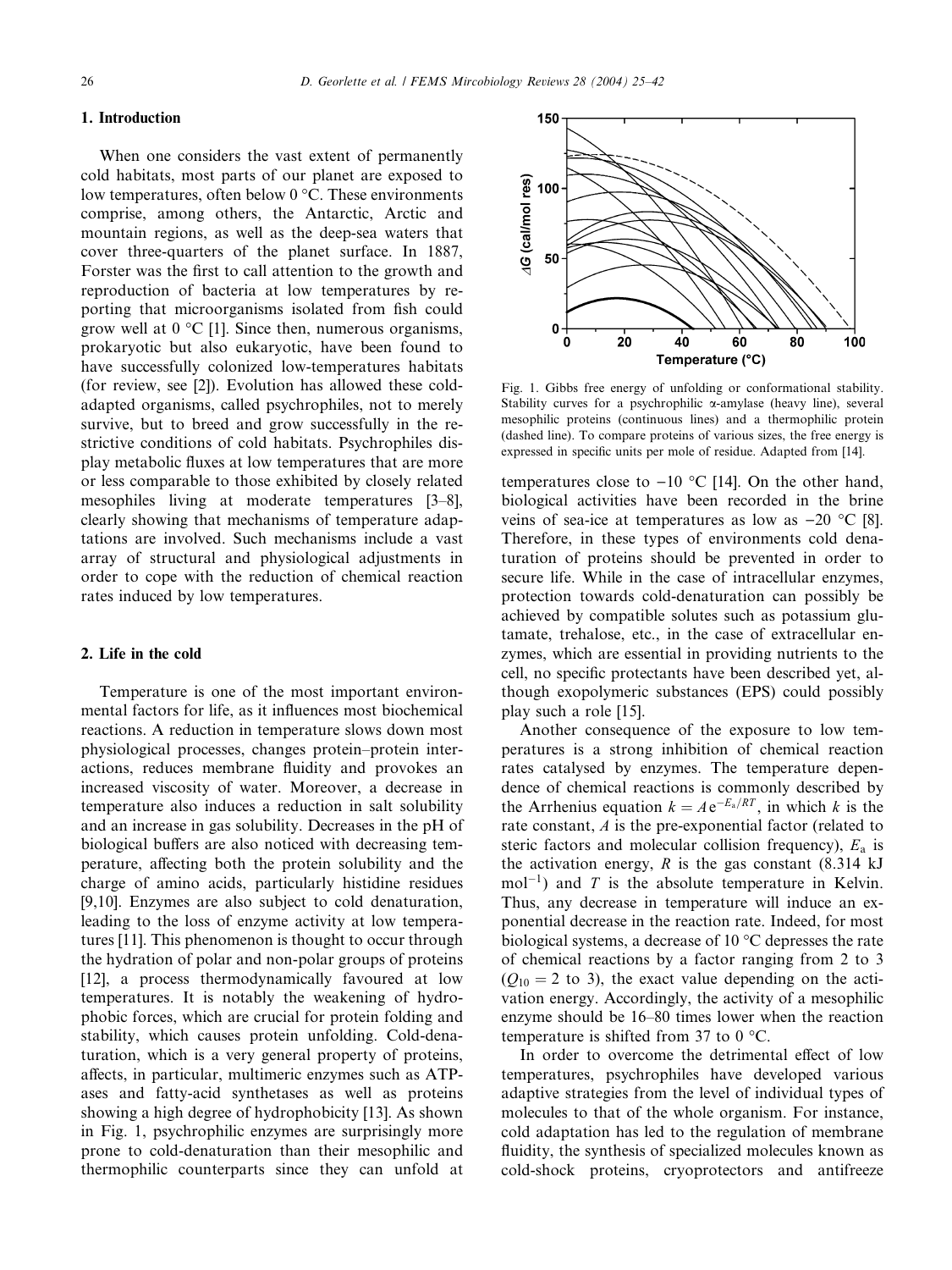## 1. Introduction

When one considers the vast extent of permanently cold habitats, most parts of our planet are exposed to low temperatures, often below 0 °C. These environments comprise, among others, the Antarctic, Arctic and mountain regions, as well as the deep-sea waters that cover three-quarters of the planet surface. In 1887, Forster was the first to call attention to the growth and reproduction of bacteria at low temperatures by reporting that microorganisms isolated from fish could grow well at 0 °C [1]. Since then, numerous organisms, prokaryotic but also eukaryotic, have been found to have successfully colonized low-temperatures habitats (for review, see [2]). Evolution has allowed these cold-adapted organisms, called psychrophiles, not to merely survive, but to breed and grow successfully in the restrictive conditions of cold habitats. Psychrophiles display metabolic fluxes at low temperatures that are more or less comparable to those exhibited by closely related mesophiles living at moderate temperatures [3–8], clearly showing that mechanisms of temperature adaptations are involved. Such mechanisms include a vast array of structural and physiological adjustments in order to cope with the reduction of chemical reaction rates induced by low temperatures.

## 2. Life in the cold

Temperature is one of the most important environmental factors for life, as it influences most biochemical reactions. A reduction in temperature slows down most physiological processes, changes protein–protein interactions, reduces membrane fluidity and provokes an increased viscosity of water. Moreover, a decrease in temperature also induces a reduction in salt solubility and an increase in gas solubility. Decreases in the pH of biological buffers are also noticed with decreasing temperature, affecting both the protein solubility and the charge of amino acids, particularly histidine residues [9,10]. Enzymes are also subject to cold denaturation, leading to the loss of enzyme activity at low temperatures [11]. This phenomenon is thought to occur through the hydration of polar and non-polar groups of proteins [12], a process thermodynamically favoured at low temperatures. It is notably the weakening of hydrophobic forces, which are crucial for protein folding and stability, which causes protein unfolding. Cold-denaturation, which is a very general property of proteins, affects, in particular, multimeric enzymes such as ATPases and fatty-acid synthetases as well as proteins showing a high degree of hydrophobicity [13]. As shown in Fig. 1, psychrophilic enzymes are surprisingly more prone to cold-denaturation than their mesophilic and thermophilic counterparts since they can unfold at temperatures close to −10 °C [14]. On the other hand, biological activities have been recorded in the brine veins of sea-ice at temperatures as low as −20 °C [8]. Therefore, in these types of environments cold denaturation of proteins should be prevented in order to secure life. While in the case of intracellular enzymes, protection towards cold-denaturation can possibly be achieved by compatible solutes such as potassium glutamate, trehalose, etc., in the case of extracellular enzymes, which are essential in providing nutrients to the cell, no specific protectants have been described yet, although exopolymeric substances (EPS) could possibly play such a role [15].

Fig. 1. Gibbs free energy of unfolding or conformational stability. Stability curves for a psychrophilic α-amylase (heavy line), several mesophilic proteins (continuous lines) and a thermophilic protein (dashed line). To compare proteins of various sizes, the free energy is expressed in specific units per mole of residue. Adapted from [14].

Another consequence of the exposure to low temperatures is a strong inhibition of chemical reaction rates catalysed by enzymes. The temperature dependence of chemical reactions is commonly described by the Arrhenius equation $k = A\,e^{-E_a/RT}$, in which $k$ is the rate constant, $A$ is the pre-exponential factor (related to steric factors and molecular collision frequency), $E_a$ is the activation energy, $R$ is the gas constant (8.314 kJ $mol^{-1}$) and $T$ is the absolute temperature in Kelvin. Thus, any decrease in temperature will induce an exponential decrease in the reaction rate. Indeed, for most biological systems, a decrease of 10 °C depresses the rate of chemical reactions by a factor ranging from 2 to 3 ($Q_{10} = 2$ to 3), the exact value depending on the activation energy. Accordingly, the activity of a mesophilic enzyme should be 16–80 times lower when the reaction temperature is shifted from 37 to 0 °C.

In order to overcome the detrimental effect of low temperatures, psychrophiles have developed various adaptive strategies from the level of individual types of molecules to that of the whole organism. For instance, cold adaptation has led to the regulation of membrane fluidity, the synthesis of specialized molecules known as cold-shock proteins, cryoprotectors and antifreeze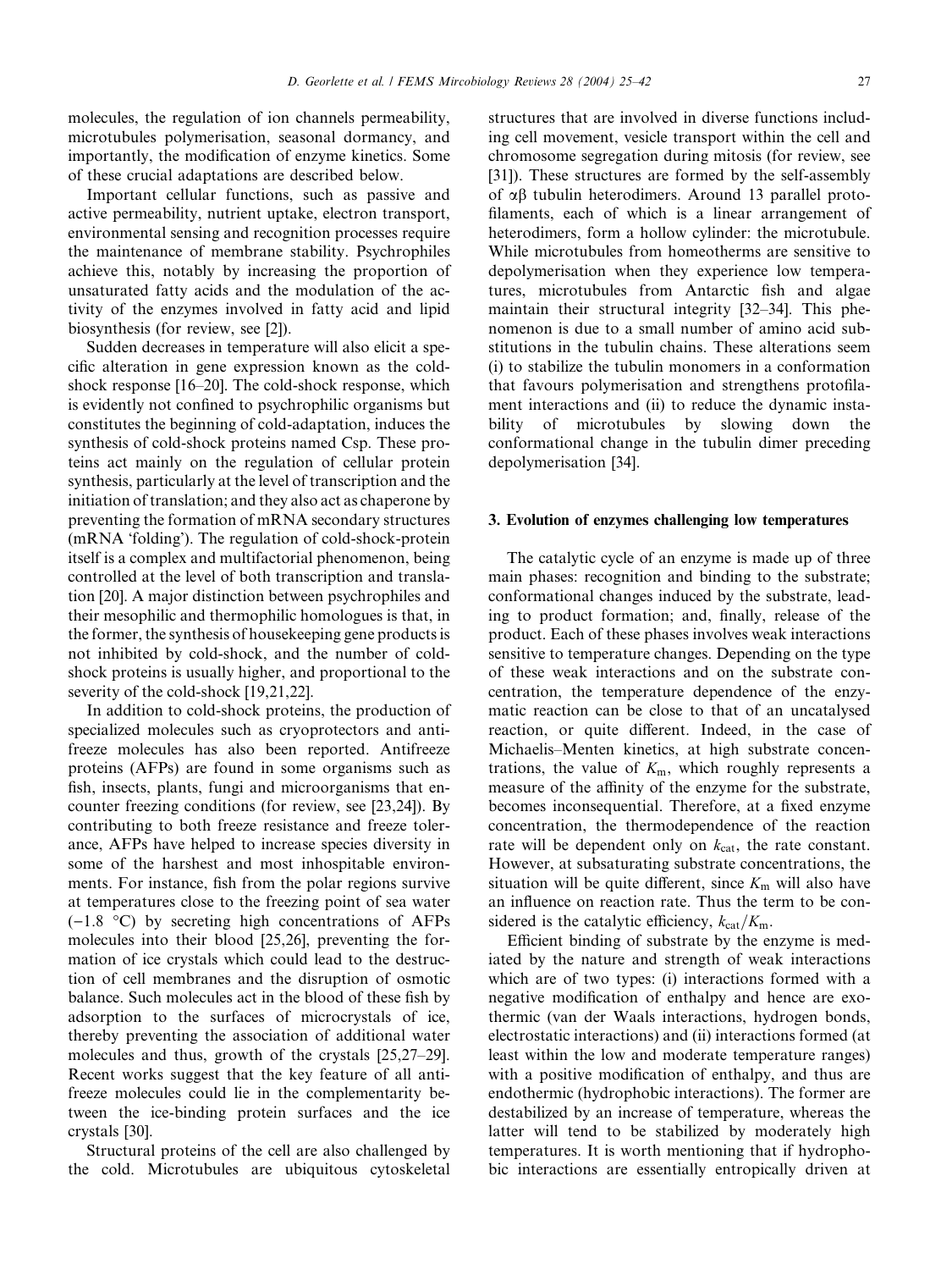molecules, the regulation of ion channels permeability, microtubules polymerisation, seasonal dormancy, and importantly, the modification of enzyme kinetics. Some of these crucial adaptations are described below.

Important cellular functions, such as passive and active permeability, nutrient uptake, electron transport, environmental sensing and recognition processes require the maintenance of membrane stability. Psychrophiles achieve this, notably by increasing the proportion of unsaturated fatty acids and the modulation of the activity of the enzymes involved in fatty acid and lipid biosynthesis (for review, see [2]).

Sudden decreases in temperature will also elicit a specific alteration in gene expression known as the cold-shock response [16–20]. The cold-shock response, which is evidently not confined to psychrophilic organisms but constitutes the beginning of cold-adaptation, induces the synthesis of cold-shock proteins named Csp. These proteins act mainly on the regulation of cellular protein synthesis, particularly at the level of transcription and the initiation of translation; and they also act as chaperone by preventing the formation of mRNA secondary structures (mRNA 'folding'). The regulation of cold-shock-protein itself is a complex and multifactorial phenomenon, being controlled at the level of both transcription and translation [20]. A major distinction between psychrophiles and their mesophilic and thermophilic homologues is that, in the former, the synthesis of housekeeping gene products is not inhibited by cold-shock, and the number of cold-shock proteins is usually higher, and proportional to the severity of the cold-shock [19,21,22].

In addition to cold-shock proteins, the production of specialized molecules such as cryoprotectors and antifreeze molecules has also been reported. Antifreeze proteins (AFPs) are found in some organisms such as fish, insects, plants, fungi and microorganisms that encounter freezing conditions (for review, see [23,24]). By contributing to both freeze resistance and freeze tolerance, AFPs have helped to increase species diversity in some of the harshest and most inhospitable environments. For instance, fish from the polar regions survive at temperatures close to the freezing point of sea water (−1.8 °C) by secreting high concentrations of AFPs molecules into their blood [25,26], preventing the formation of ice crystals which could lead to the destruction of cell membranes and the disruption of osmotic balance. Such molecules act in the blood of these fish by adsorption to the surfaces of microcrystals of ice, thereby preventing the association of additional water molecules and thus, growth of the crystals [25,27–29]. Recent works suggest that the key feature of all antifreeze molecules could lie in the complementarity between the ice-binding protein surfaces and the ice crystals [30].

Structural proteins of the cell are also challenged by the cold. Microtubules are ubiquitous cytoskeletal structures that are involved in diverse functions including cell movement, vesicle transport within the cell and chromosome segregation during mitosis (for review, see [31]). These structures are formed by the self-assembly of αβ tubulin heterodimers. Around 13 parallel protofilaments, each of which is a linear arrangement of heterodimers, form a hollow cylinder: the microtubule. While microtubules from homeotherms are sensitive to depolymerisation when they experience low temperatures, microtubules from Antarctic fish and algae maintain their structural integrity [32–34]. This phenomenon is due to a small number of amino acid substitutions in the tubulin chains. These alterations seem (i) to stabilize the tubulin monomers in a conformation that favours polymerisation and strengthens protofilament interactions and (ii) to reduce the dynamic instability of microtubules by slowing down the conformational change in the tubulin dimer preceding depolymerisation [34].

## 3. Evolution of enzymes challenging low temperatures

The catalytic cycle of an enzyme is made up of three main phases: recognition and binding to the substrate; conformational changes induced by the substrate, leading to product formation; and, finally, release of the product. Each of these phases involves weak interactions sensitive to temperature changes. Depending on the type of these weak interactions and on the substrate concentration, the temperature dependence of the enzymatic reaction can be close to that of an uncatalysed reaction, or quite different. Indeed, in the case of Michaelis–Menten kinetics, at high substrate concentrations, the value of $K_m$, which roughly represents a measure of the affinity of the enzyme for the substrate, becomes inconsequential. Therefore, at a fixed enzyme concentration, the thermodependence of the reaction rate will be dependent only on $k_{cat}$, the rate constant. However, at subsaturating substrate concentrations, the situation will be quite different, since $K_m$ will also have an influence on reaction rate. Thus the term to be considered is the catalytic efficiency, $k_{cat}/K_m$.

Efficient binding of substrate by the enzyme is mediated by the nature and strength of weak interactions which are of two types: (i) interactions formed with a negative modification of enthalpy and hence are exothermic (van der Waals interactions, hydrogen bonds, electrostatic interactions) and (ii) interactions formed (at least within the low and moderate temperature ranges) with a positive modification of enthalpy, and thus are endothermic (hydrophobic interactions). The former are destabilized by an increase of temperature, whereas the latter will tend to be stabilized by moderately high temperatures. It is worth mentioning that if hydrophobic interactions are essentially entropically driven at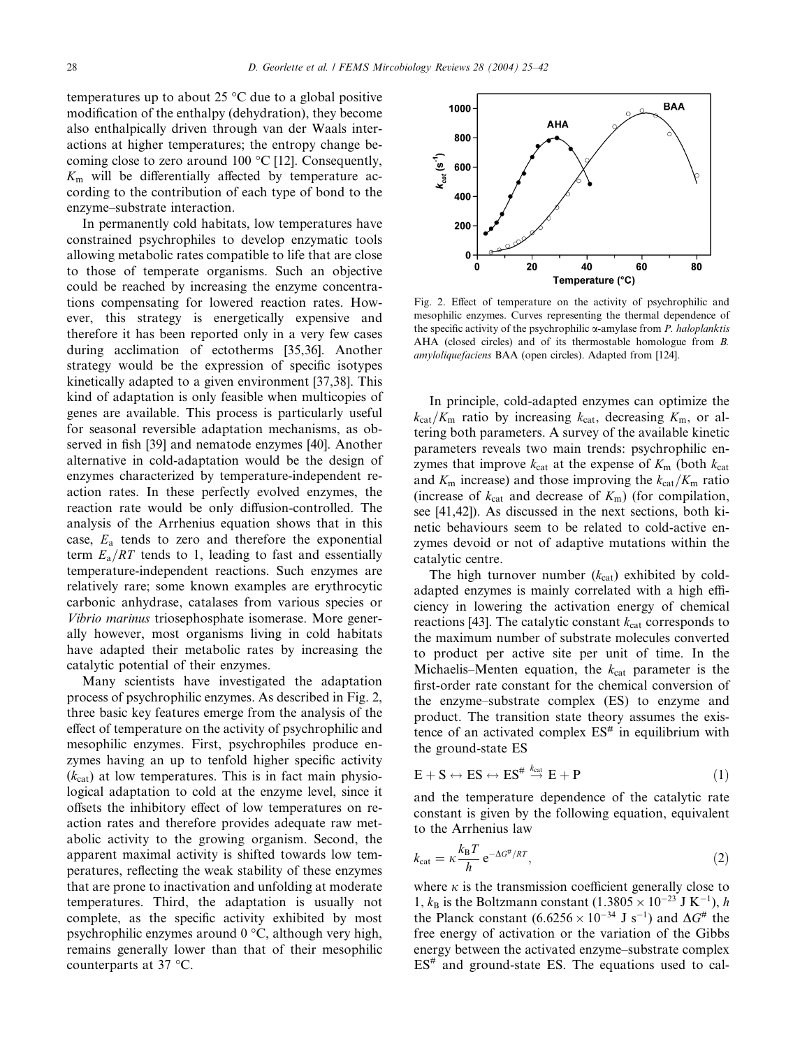temperatures up to about 25 °C due to a global positive modification of the enthalpy (dehydration), they become also enthalpically driven through van der Waals interactions at higher temperatures; the entropy change becoming close to zero around 100 °C [12]. Consequently, $K_m$ will be differentially affected by temperature according to the contribution of each type of bond to the enzyme–substrate interaction.

In permanently cold habitats, low temperatures have constrained psychrophiles to develop enzymatic tools allowing metabolic rates compatible to life that are close to those of temperate organisms. Such an objective could be reached by increasing the enzyme concentrations compensating for lowered reaction rates. However, this strategy is energetically expensive and therefore it has been reported only in a very few cases during acclimation of ectotherms [35,36]. Another strategy would be the expression of specific isotypes kinetically adapted to a given environment [37,38]. This kind of adaptation is only feasible when multicopies of genes are available. This process is particularly useful for seasonal reversible adaptation mechanisms, as observed in fish [39] and nematode enzymes [40]. Another alternative in cold-adaptation would be the design of enzymes characterized by temperature-independent reaction rates. In these perfectly evolved enzymes, the reaction rate would be only diffusion-controlled. The analysis of the Arrhenius equation shows that in this case, $E_a$ tends to zero and therefore the exponential term $E_a/RT$ tends to 1, leading to fast and essentially temperature-independent reactions. Such enzymes are relatively rare; some known examples are erythrocytic carbonic anhydrase, catalases from various species or *Vibrio marinus* triosephosphate isomerase. More generally however, most organisms living in cold habitats have adapted their metabolic rates by increasing the catalytic potential of their enzymes.

Many scientists have investigated the adaptation process of psychrophilic enzymes. As described in Fig. 2, three basic key features emerge from the analysis of the effect of temperature on the activity of psychrophilic and mesophilic enzymes. First, psychrophiles produce enzymes having an up to tenfold higher specific activity ($k_{cat}$) at low temperatures. This is in fact main physiological adaptation to cold at the enzyme level, since it offsets the inhibitory effect of low temperatures on reaction rates and therefore provides adequate raw metabolic activity to the growing organism. Second, the apparent maximal activity is shifted towards low temperatures, reflecting the weak stability of these enzymes that are prone to inactivation and unfolding at moderate temperatures. Third, the adaptation is usually not complete, as the specific activity exhibited by most psychrophilic enzymes around 0 °C, although very high, remains generally lower than that of their mesophilic counterparts at 37 °C.

Fig. 2. Effect of temperature on the activity of psychrophilic and mesophilic enzymes. Curves representing the thermal dependence of the specific activity of the psychrophilic α-amylase from *P. haloplanktis* AHA (closed circles) and of its thermostable homologue from *B. amyloliquefaciens* BAA (open circles). Adapted from [124].

In principle, cold-adapted enzymes can optimize the $k_{cat}/K_m$ ratio by increasing $k_{cat}$, decreasing $K_m$, or altering both parameters. A survey of the available kinetic parameters reveals two main trends: psychrophilic enzymes that improve $k_{cat}$ at the expense of $K_m$ (both $k_{cat}$ and $K_m$ increase) and those improving the $k_{cat}/K_m$ ratio (increase of $k_{cat}$ and decrease of $K_m$) (for compilation, see [41,42]). As discussed in the next sections, both kinetic behaviours seem to be related to cold-active enzymes devoid or not of adaptive mutations within the catalytic centre.

The high turnover number ($k_{cat}$) exhibited by cold-adapted enzymes is mainly correlated with a high efficiency in lowering the activation energy of chemical reactions [43]. The catalytic constant $k_{cat}$ corresponds to the maximum number of substrate molecules converted to product per active site per unit of time. In the Michaelis–Menten equation, the $k_{cat}$ parameter is the first-order rate constant for the chemical conversion of the enzyme–substrate complex (ES) to enzyme and product. The transition state theory assumes the existence of an activated complex $ES^{\#}$ in equilibrium with the ground-state ES

$$E + S \leftrightarrow ES \leftrightarrow ES^{\#} \xrightarrow{k_{cat}} E + P \tag{1}$$

and the temperature dependence of the catalytic rate constant is given by the following equation, equivalent to the Arrhenius law

$$k_{cat} = \kappa \frac{k_B T}{h} e^{-\Delta G^{\#}/RT}, \tag{2}$$

where $\kappa$ is the transmission coefficient generally close to 1, $k_B$ is the Boltzmann constant ($1.3805 \times 10^{-23}$ J $K^{-1}$), $h$ the Planck constant ($6.6256 \times 10^{-34}$ J $s^{-1}$) and $\Delta G^{\#}$ the free energy of activation or the variation of the Gibbs energy between the activated enzyme–substrate complex $ES^{\#}$ and ground-state ES. The equations used to cal-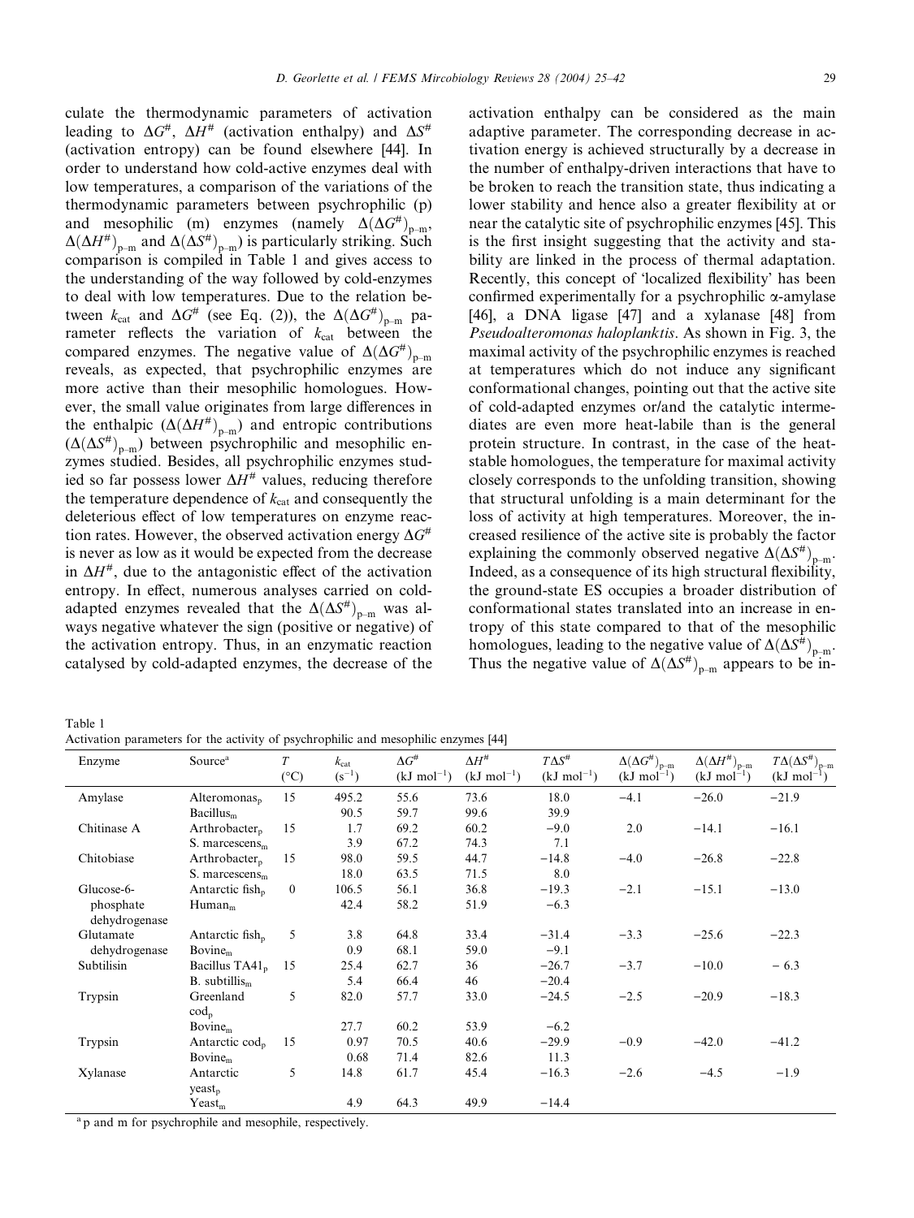culate the thermodynamic parameters of activation leading to $\Delta G^{\#}$, $\Delta H^{\#}$ (activation enthalpy) and $\Delta S^{\#}$ (activation entropy) can be found elsewhere [44]. In order to understand how cold-active enzymes deal with low temperatures, a comparison of the variations of the thermodynamic parameters between psychrophilic (p) and mesophilic (m) enzymes (namely $\Delta(\Delta G^{\#})_{p-m}$, $\Delta(\Delta H^{\#})_{p-m}$ and $\Delta(\Delta S^{\#})_{p-m}$) is particularly striking. Such comparison is compiled in Table 1 and gives access to the understanding of the way followed by cold-enzymes to deal with low temperatures. Due to the relation between $k_{cat}$ and $\Delta G^{\#}$ (see Eq. (2)), the $\Delta(\Delta G^{\#})_{p-m}$ parameter reflects the variation of $k_{cat}$ between the compared enzymes. The negative value of $\Delta(\Delta G^{\#})_{p-m}$ reveals, as expected, that psychrophilic enzymes are more active than their mesophilic homologues. However, the small value originates from large differences in the enthalpic ($\Delta(\Delta H^{\#})_{p-m}$) and entropic contributions ($\Delta(\Delta S^{\#})_{p-m}$) between psychrophilic and mesophilic enzymes studied. Besides, all psychrophilic enzymes studied so far possess lower $\Delta H^{\#}$ values, reducing therefore the temperature dependence of $k_{cat}$ and consequently the deleterious effect of low temperatures on enzyme reaction rates. However, the observed activation energy $\Delta G^{\#}$ is never as low as it would be expected from the decrease in $\Delta H^{\#}$, due to the antagonistic effect of the activation entropy. In effect, numerous analyses carried on cold-adapted enzymes revealed that the $\Delta(\Delta S^{\#})_{p-m}$ was always negative whatever the sign (positive or negative) of the activation entropy. Thus, in an enzymatic reaction catalysed by cold-adapted enzymes, the decrease of the activation enthalpy can be considered as the main adaptive parameter. The corresponding decrease in activation energy is achieved structurally by a decrease in the number of enthalpy-driven interactions that have to be broken to reach the transition state, thus indicating a lower stability and hence also a greater flexibility at or near the catalytic site of psychrophilic enzymes [45]. This is the first insight suggesting that the activity and stability are linked in the process of thermal adaptation. Recently, this concept of 'localized flexibility' has been confirmed experimentally for a psychrophilic α-amylase [46], a DNA ligase [47] and a xylanase [48] from *Pseudoalteromonas haloplanktis*. As shown in Fig. 3, the maximal activity of the psychrophilic enzymes is reached at temperatures which do not induce any significant conformational changes, pointing out that the active site of cold-adapted enzymes or/and the catalytic intermediates are even more heat-labile than is the general protein structure. In contrast, in the case of the heat-stable homologues, the temperature for maximal activity closely corresponds to the unfolding transition, showing that structural unfolding is a main determinant for the loss of activity at high temperatures. Moreover, the increased resilience of the active site is probably the factor explaining the commonly observed negative $\Delta(\Delta S^{\#})_{p-m}$. Indeed, as a consequence of its high structural flexibility, the ground-state ES occupies a broader distribution of conformational states translated into an increase in entropy of this state compared to that of the mesophilic homologues, leading to the negative value of $\Delta(\Delta S^{\#})_{p-m}$. Thus the negative value of $\Delta(\Delta S^{\#})_{p-m}$ appears to be in-

Table 1
Activation parameters for the activity of psychrophilic and mesophilic enzymes [44]

| Enzyme | Source[a] | $T$ (°C) | $k_{cat}$ ($s^{-1}$) | $\Delta G^{\#}$ (kJ $mol^{-1}$) | $\Delta H^{\#}$ (kJ $mol^{-1}$) | $T\Delta S^{\#}$ (kJ $mol^{-1}$) | $\Delta(\Delta G^{\#})_{p-m}$ (kJ $mol^{-1}$) | $\Delta(\Delta H^{\#})_{p-m}$ (kJ $mol^{-1}$) | $T\Delta(\Delta S^{\#})_{p-m}$ (kJ $mol^{-1}$) |
|---|---|---|---|---|---|---|---|---|---|
| Amylase | $Alteromonas_p$ | 15 | 495.2 | 55.6 | 73.6 | 18.0 | −4.1 | −26.0 | −21.9 |
| | $Bacillus_m$ | | 90.5 | 59.7 | 99.6 | 39.9 | | | |
| Chitinase A | $Arthrobacter_p$ | 15 | 1.7 | 69.2 | 60.2 | −9.0 | 2.0 | −14.1 | −16.1 |
| | S. $marcescens_m$ | | 3.9 | 67.2 | 74.3 | 7.1 | | | |
| Chitobiase | $Arthrobacter_p$ | 15 | 98.0 | 59.5 | 44.7 | −14.8 | −4.0 | −26.8 | −22.8 |
| | S. $marcescens_m$ | | 18.0 | 63.5 | 71.5 | 8.0 | | | |
| Glucose-6-phosphate dehydrogenase | Antarctic $fish_p$ | 0 | 106.5 | 56.1 | 36.8 | −19.3 | −2.1 | −15.1 | −13.0 |
| | $Human_m$ | | 42.4 | 58.2 | 51.9 | −6.3 | | | |
| Glutamate dehydrogenase | Antarctic $fish_p$ | 5 | 3.8 | 64.8 | 33.4 | −31.4 | −3.3 | −25.6 | −22.3 |
| | $Bovine_m$ | | 0.9 | 68.1 | 59.0 | −9.1 | | | |
| Subtilisin | Bacillus $TA41_p$ | 15 | 25.4 | 62.7 | 36 | −26.7 | −3.7 | −10.0 | −6.3 |
| | B. $subtillis_m$ | | 5.4 | 66.4 | 46 | −20.4 | | | |
| Trypsin | Greenland $cod_p$ | 5 | 82.0 | 57.7 | 33.0 | −24.5 | −2.5 | −20.9 | −18.3 |
| | $Bovine_m$ | | 27.7 | 60.2 | 53.9 | −6.2 | | | |
| Trypsin | Antarctic $cod_p$ | 15 | 0.97 | 70.5 | 40.6 | −29.9 | −0.9 | −42.0 | −41.2 |
| | $Bovine_m$ | | 0.68 | 71.4 | 82.6 | 11.3 | | | |
| Xylanase | Antarctic $yeast_p$ | 5 | 14.8 | 61.7 | 45.4 | −16.3 | −2.6 | −4.5 | −1.9 |
| | $Yeast_m$ | | 4.9 | 64.3 | 49.9 | −14.4 | | | |

[a] p and m for psychrophile and mesophile, respectively.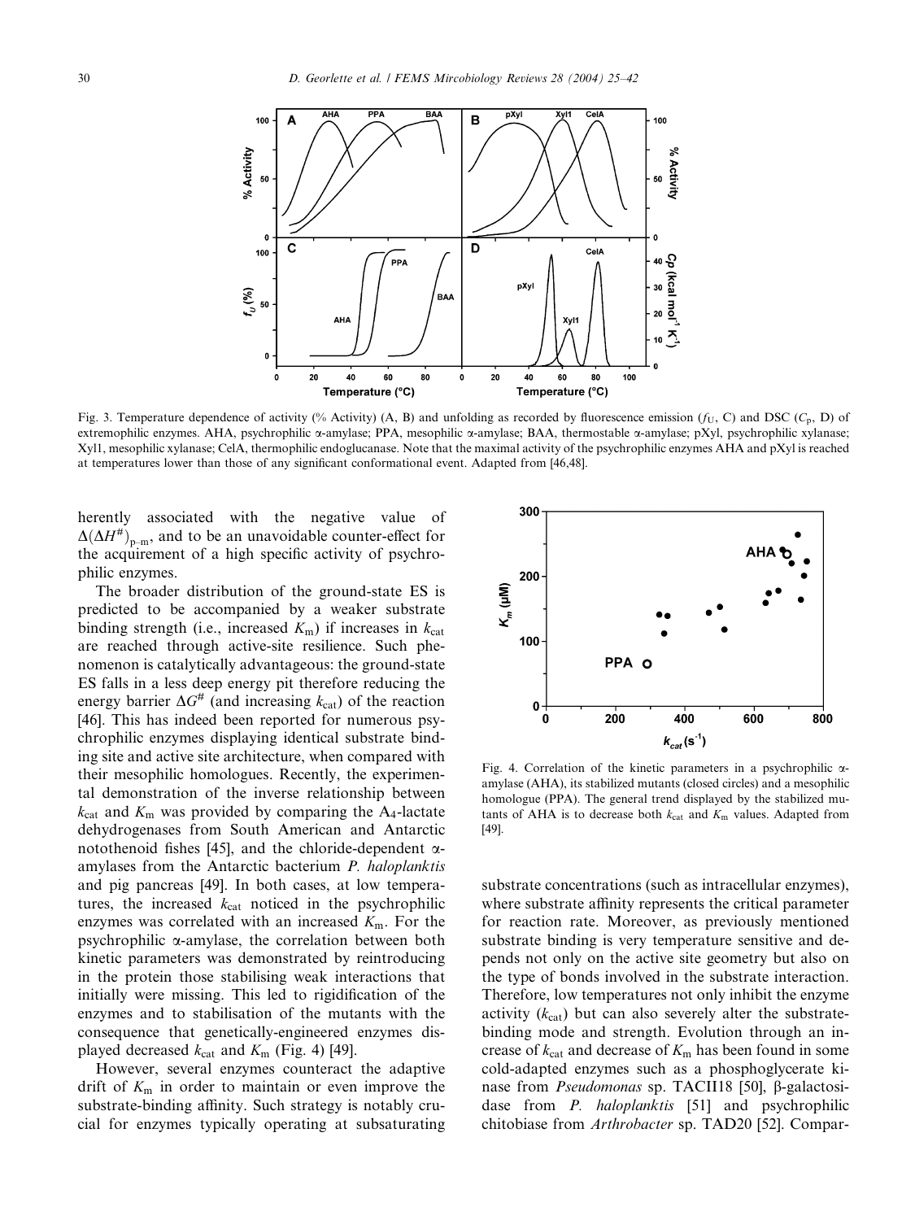Fig. 3. Temperature dependence of activity (% Activity) (A, B) and unfolding as recorded by fluorescence emission ($f_U$, C) and DSC ($C_p$, D) of extremophilic enzymes. AHA, psychrophilic α-amylase; PPA, mesophilic α-amylase; BAA, thermostable α-amylase; pXyl, psychrophilic xylanase; Xyl1, mesophilic xylanase; CelA, thermophilic endoglucanase. Note that the maximal activity of the psychrophilic enzymes AHA and pXyl is reached at temperatures lower than those of any significant conformational event. Adapted from [46,48].

herently associated with the negative value of $\Delta(\Delta H^{\#})_{p-m}$, and to be an unavoidable counter-effect for the acquirement of a high specific activity of psychrophilic enzymes.

The broader distribution of the ground-state ES is predicted to be accompanied by a weaker substrate binding strength (i.e., increased $K_m$) if increases in $k_{cat}$ are reached through active-site resilience. Such phenomenon is catalytically advantageous: the ground-state ES falls in a less deep energy pit therefore reducing the energy barrier $\Delta G^{\#}$ (and increasing $k_{cat}$) of the reaction [46]. This has indeed been reported for numerous psychrophilic enzymes displaying identical substrate binding site and active site architecture, when compared with their mesophilic homologues. Recently, the experimental demonstration of the inverse relationship between $k_{cat}$ and $K_m$ was provided by comparing the $A_4$-lactate dehydrogenases from South American and Antarctic notothenoid fishes [45], and the chloride-dependent α-amylases from the Antarctic bacterium *P. haloplanktis* and pig pancreas [49]. In both cases, at low temperatures, the increased $k_{cat}$ noticed in the psychrophilic enzymes was correlated with an increased $K_m$. For the psychrophilic α-amylase, the correlation between both kinetic parameters was demonstrated by reintroducing in the protein those stabilising weak interactions that initially were missing. This led to rigidification of the enzymes and to stabilisation of the mutants with the consequence that genetically-engineered enzymes displayed decreased $k_{cat}$ and $K_m$ (Fig. 4) [49].

However, several enzymes counteract the adaptive drift of $K_m$ in order to maintain or even improve the substrate-binding affinity. Such strategy is notably crucial for enzymes typically operating at subsaturating substrate concentrations (such as intracellular enzymes), where substrate affinity represents the critical parameter for reaction rate. Moreover, as previously mentioned substrate binding is very temperature sensitive and depends not only on the active site geometry but also on the type of bonds involved in the substrate interaction. Therefore, low temperatures not only inhibit the enzyme activity ($k_{cat}$) but can also severely alter the substrate-binding mode and strength. Evolution through an increase of $k_{cat}$ and decrease of $K_m$ has been found in some cold-adapted enzymes such as a phosphoglycerate kinase from *Pseudomonas* sp. TACII18 [50], β-galactosidase from *P. haloplanktis* [51] and psychrophilic chitobiase from *Arthrobacter* sp. TAD20 [52]. Compar-

Fig. 4. Correlation of the kinetic parameters in a psychrophilic α-amylase (AHA), its stabilized mutants (closed circles) and a mesophilic homologue (PPA). The general trend displayed by the stabilized mutants of AHA is to decrease both $k_{cat}$ and $K_m$ values. Adapted from [49].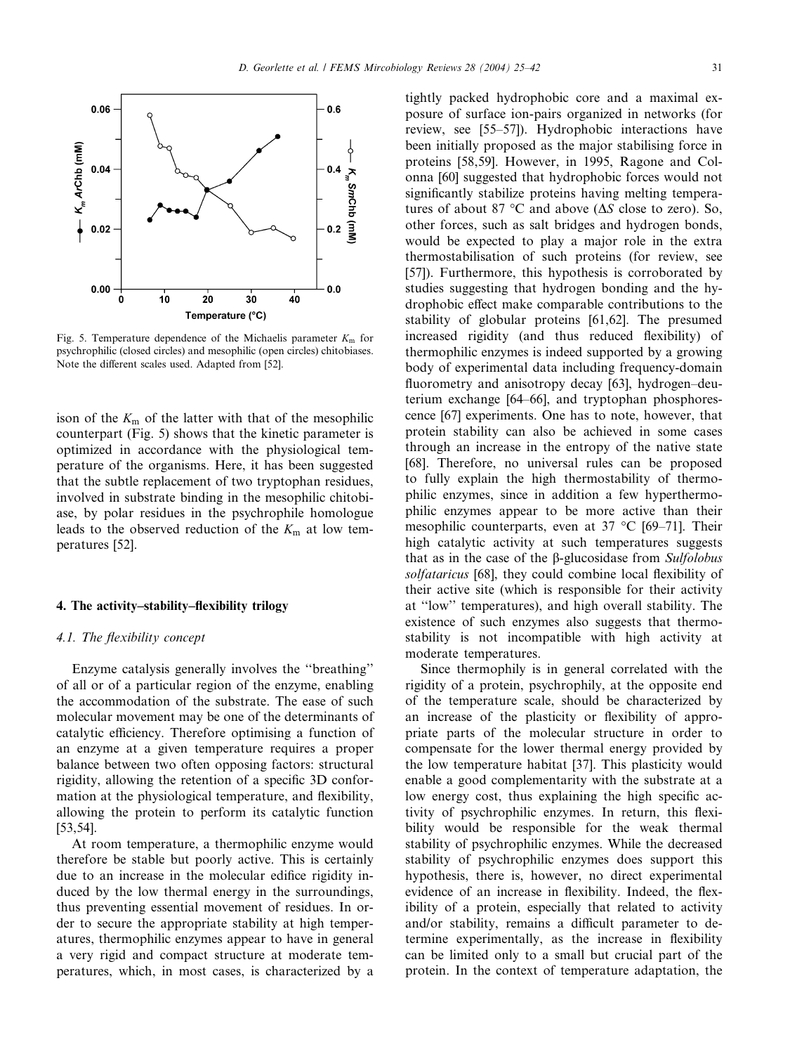Fig. 5. Temperature dependence of the Michaelis parameter $K_m$ for psychrophilic (closed circles) and mesophilic (open circles) chitobiases. Note the different scales used. Adapted from [52].

ison of the $K_m$ of the latter with that of the mesophilic counterpart (Fig. 5) shows that the kinetic parameter is optimized in accordance with the physiological temperature of the organisms. Here, it has been suggested that the subtle replacement of two tryptophan residues, involved in substrate binding in the mesophilic chitobiase, by polar residues in the psychrophile homologue leads to the observed reduction of the $K_m$ at low temperatures [52].

## 4. The activity–stability–flexibility trilogy

### 4.1. The flexibility concept

Enzyme catalysis generally involves the ''breathing'' of all or of a particular region of the enzyme, enabling the accommodation of the substrate. The ease of such molecular movement may be one of the determinants of catalytic efficiency. Therefore optimising a function of an enzyme at a given temperature requires a proper balance between two often opposing factors: structural rigidity, allowing the retention of a specific 3D conformation at the physiological temperature, and flexibility, allowing the protein to perform its catalytic function [53,54].

At room temperature, a thermophilic enzyme would therefore be stable but poorly active. This is certainly due to an increase in the molecular edifice rigidity induced by the low thermal energy in the surroundings, thus preventing essential movement of residues. In order to secure the appropriate stability at high temperatures, thermophilic enzymes appear to have in general a very rigid and compact structure at moderate temperatures, which, in most cases, is characterized by a tightly packed hydrophobic core and a maximal exposure of surface ion-pairs organized in networks (for review, see [55–57]). Hydrophobic interactions have been initially proposed as the major stabilising force in proteins [58,59]. However, in 1995, Ragone and Colonna [60] suggested that hydrophobic forces would not significantly stabilize proteins having melting temperatures of about 87 °C and above ($\Delta S$ close to zero). So, other forces, such as salt bridges and hydrogen bonds, would be expected to play a major role in the extra thermostabilisation of such proteins (for review, see [57]). Furthermore, this hypothesis is corroborated by studies suggesting that hydrogen bonding and the hydrophobic effect make comparable contributions to the stability of globular proteins [61,62]. The presumed increased rigidity (and thus reduced flexibility) of thermophilic enzymes is indeed supported by a growing body of experimental data including frequency-domain fluorometry and anisotropy decay [63], hydrogen–deuterium exchange [64–66], and tryptophan phosphorescence [67] experiments. One has to note, however, that protein stability can also be achieved in some cases through an increase in the entropy of the native state [68]. Therefore, no universal rules can be proposed to fully explain the high thermostability of thermophilic enzymes, since in addition a few hyperthermophilic enzymes appear to be more active than their mesophilic counterparts, even at 37 °C [69–71]. Their high catalytic activity at such temperatures suggests that as in the case of the β-glucosidase from *Sulfolobus solfataricus* [68], they could combine local flexibility of their active site (which is responsible for their activity at ''low'' temperatures), and high overall stability. The existence of such enzymes also suggests that thermostability is not incompatible with high activity at moderate temperatures.

Since thermophily is in general correlated with the rigidity of a protein, psychrophily, at the opposite end of the temperature scale, should be characterized by an increase of the plasticity or flexibility of appropriate parts of the molecular structure in order to compensate for the lower thermal energy provided by the low temperature habitat [37]. This plasticity would enable a good complementarity with the substrate at a low energy cost, thus explaining the high specific activity of psychrophilic enzymes. In return, this flexibility would be responsible for the weak thermal stability of psychrophilic enzymes. While the decreased stability of psychrophilic enzymes does support this hypothesis, there is, however, no direct experimental evidence of an increase in flexibility. Indeed, the flexibility of a protein, especially that related to activity and/or stability, remains a difficult parameter to determine experimentally, as the increase in flexibility can be limited only to a small but crucial part of the protein. In the context of temperature adaptation, the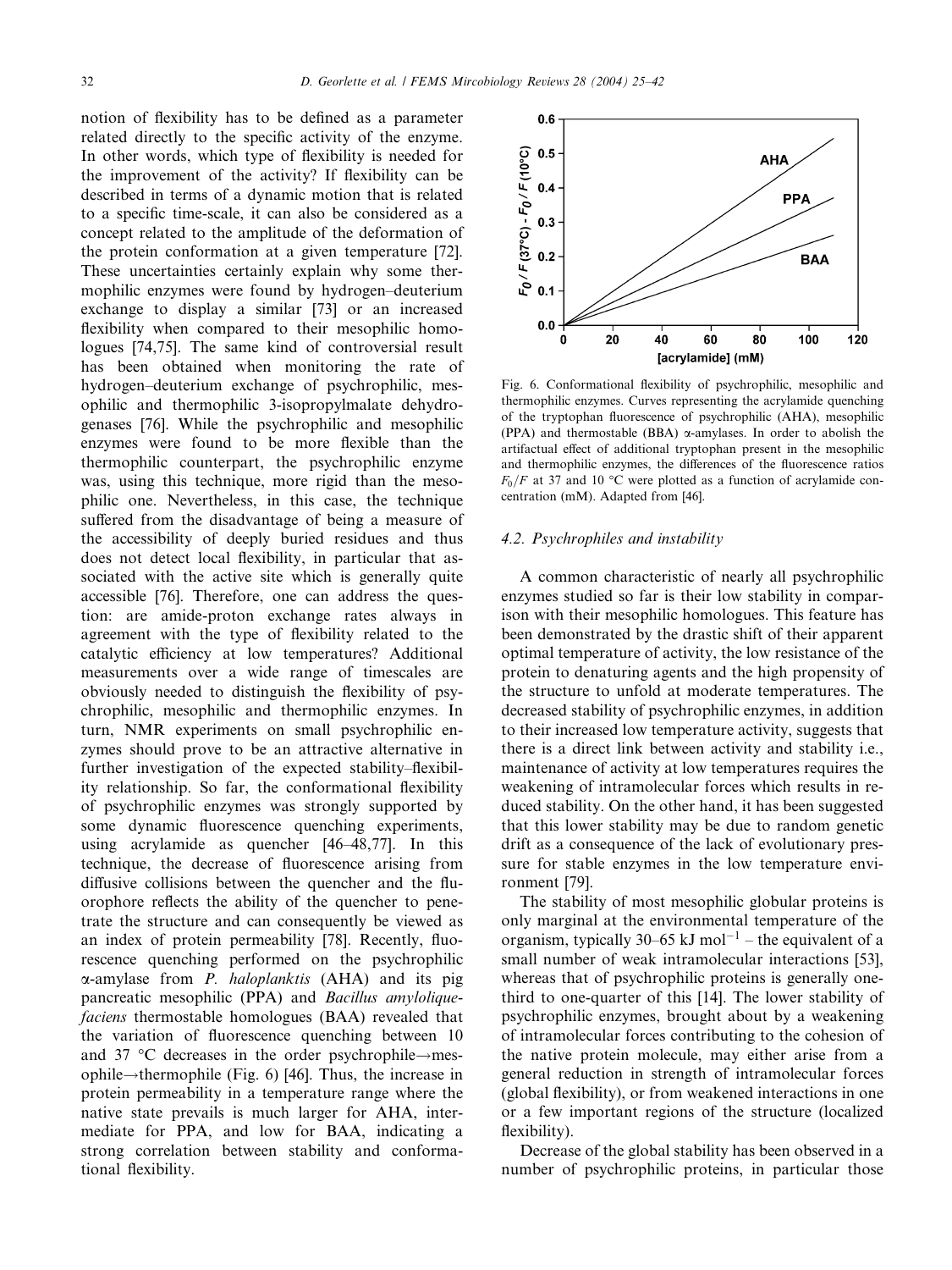notion of flexibility has to be defined as a parameter related directly to the specific activity of the enzyme. In other words, which type of flexibility is needed for the improvement of the activity? If flexibility can be described in terms of a dynamic motion that is related to a specific time-scale, it can also be considered as a concept related to the amplitude of the deformation of the protein conformation at a given temperature [72]. These uncertainties certainly explain why some thermophilic enzymes were found by hydrogen–deuterium exchange to display a similar [73] or an increased flexibility when compared to their mesophilic homologues [74,75]. The same kind of controversial result has been obtained when monitoring the rate of hydrogen–deuterium exchange of psychrophilic, mesophilic and thermophilic 3-isopropylmalate dehydrogenases [76]. While the psychrophilic and mesophilic enzymes were found to be more flexible than the thermophilic counterpart, the psychrophilic enzyme was, using this technique, more rigid than the mesophilic one. Nevertheless, in this case, the technique suffered from the disadvantage of being a measure of the accessibility of deeply buried residues and thus does not detect local flexibility, in particular that associated with the active site which is generally quite accessible [76]. Therefore, one can address the question: are amide-proton exchange rates always in agreement with the type of flexibility related to the catalytic efficiency at low temperatures? Additional measurements over a wide range of timescales are obviously needed to distinguish the flexibility of psychrophilic, mesophilic and thermophilic enzymes. In turn, NMR experiments on small psychrophilic enzymes should prove to be an attractive alternative in further investigation of the expected stability–flexibility relationship. So far, the conformational flexibility of psychrophilic enzymes was strongly supported by some dynamic fluorescence quenching experiments, using acrylamide as quencher [46–48,77]. In this technique, the decrease of fluorescence arising from diffusive collisions between the quencher and the fluorophore reflects the ability of the quencher to penetrate the structure and can consequently be viewed as an index of protein permeability [78]. Recently, fluorescence quenching performed on the psychrophilic α-amylase from *P. haloplanktis* (AHA) and its pig pancreatic mesophilic (PPA) and *Bacillus amyloliquefaciens* thermostable homologues (BAA) revealed that the variation of fluorescence quenching between 10 and 37 °C decreases in the order psychrophile→mesophile→thermophile (Fig. 6) [46]. Thus, the increase in protein permeability in a temperature range where the native state prevails is much larger for AHA, intermediate for PPA, and low for BAA, indicating a strong correlation between stability and conformational flexibility.

Fig. 6. Conformational flexibility of psychrophilic, mesophilic and thermophilic enzymes. Curves representing the acrylamide quenching of the tryptophan fluorescence of psychrophilic (AHA), mesophilic (PPA) and thermostable (BBA) α-amylases. In order to abolish the artifactual effect of additional tryptophan present in the mesophilic and thermophilic enzymes, the differences of the fluorescence ratios $F_0/F$ at 37 and 10 °C were plotted as a function of acrylamide concentration (mM). Adapted from [46].

### 4.2. Psychrophiles and instability

A common characteristic of nearly all psychrophilic enzymes studied so far is their low stability in comparison with their mesophilic homologues. This feature has been demonstrated by the drastic shift of their apparent optimal temperature of activity, the low resistance of the protein to denaturing agents and the high propensity of the structure to unfold at moderate temperatures. The decreased stability of psychrophilic enzymes, in addition to their increased low temperature activity, suggests that there is a direct link between activity and stability i.e., maintenance of activity at low temperatures requires the weakening of intramolecular forces which results in reduced stability. On the other hand, it has been suggested that this lower stability may be due to random genetic drift as a consequence of the lack of evolutionary pressure for stable enzymes in the low temperature environment [79].

The stability of most mesophilic globular proteins is only marginal at the environmental temperature of the organism, typically 30–65 kJ mol$^{-1}$ – the equivalent of a small number of weak intramolecular interactions [53], whereas that of psychrophilic proteins is generally one-third to one-quarter of this [14]. The lower stability of psychrophilic enzymes, brought about by a weakening of intramolecular forces contributing to the cohesion of the native protein molecule, may either arise from a general reduction in strength of intramolecular forces (global flexibility), or from weakened interactions in one or a few important regions of the structure (localized flexibility).

Decrease of the global stability has been observed in a number of psychrophilic proteins, in particular those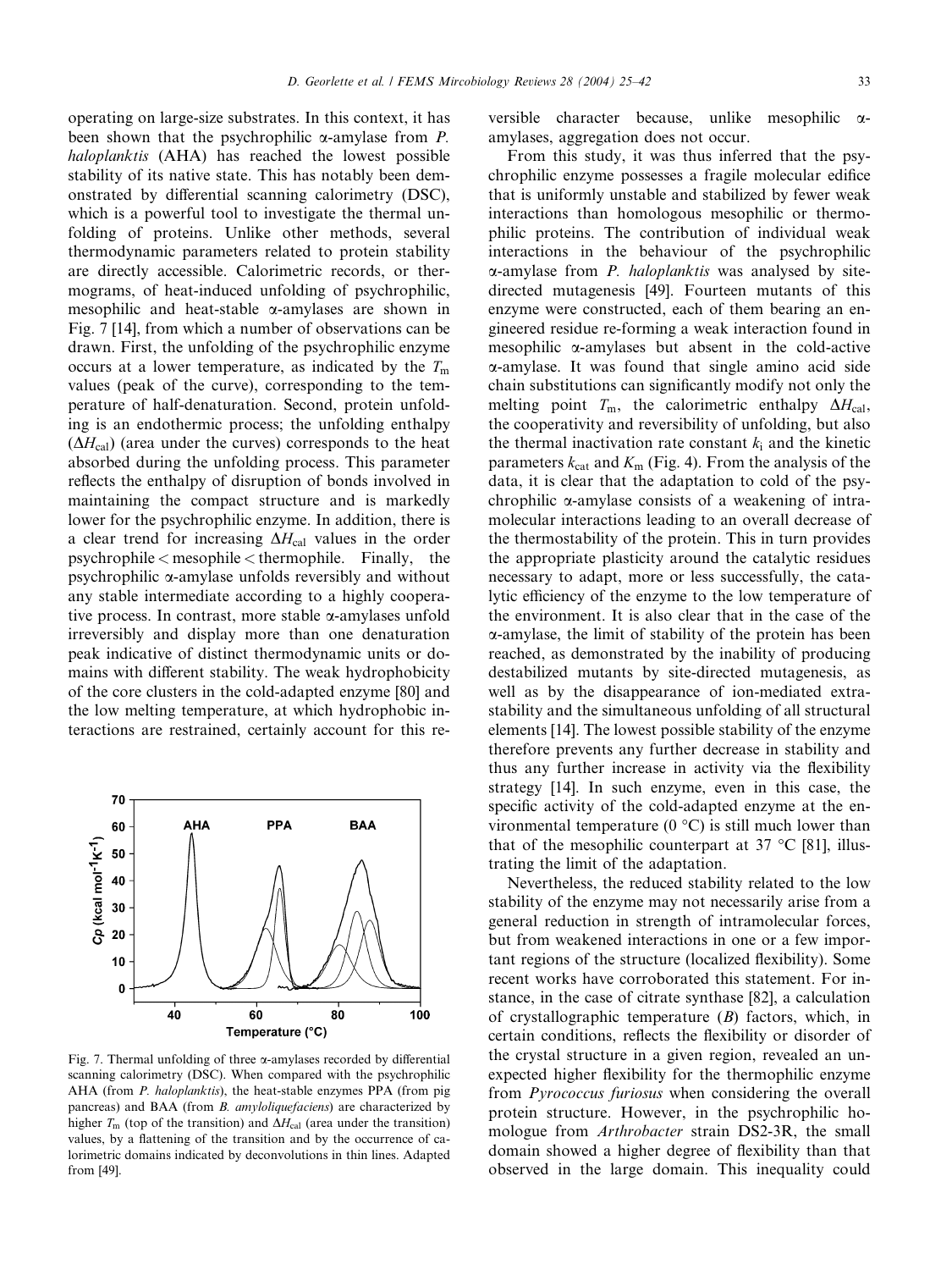operating on large-size substrates. In this context, it has been shown that the psychrophilic α-amylase from *P. haloplanktis* (AHA) has reached the lowest possible stability of its native state. This has notably been demonstrated by differential scanning calorimetry (DSC), which is a powerful tool to investigate the thermal unfolding of proteins. Unlike other methods, several thermodynamic parameters related to protein stability are directly accessible. Calorimetric records, or thermograms, of heat-induced unfolding of psychrophilic, mesophilic and heat-stable α-amylases are shown in Fig. 7 [14], from which a number of observations can be drawn. First, the unfolding of the psychrophilic enzyme occurs at a lower temperature, as indicated by the $T_m$ values (peak of the curve), corresponding to the temperature of half-denaturation. Second, protein unfolding is an endothermic process; the unfolding enthalpy ($\Delta H_{cal}$) (area under the curves) corresponds to the heat absorbed during the unfolding process. This parameter reflects the enthalpy of disruption of bonds involved in maintaining the compact structure and is markedly lower for the psychrophilic enzyme. In addition, there is a clear trend for increasing $\Delta H_{cal}$ values in the order psychrophile < mesophile < thermophile. Finally, the psychrophilic α-amylase unfolds reversibly and without any stable intermediate according to a highly cooperative process. In contrast, more stable α-amylases unfold irreversibly and display more than one denaturation peak indicative of distinct thermodynamic units or domains with different stability. The weak hydrophobicity of the core clusters in the cold-adapted enzyme [80] and the low melting temperature, at which hydrophobic interactions are restrained, certainly account for this reversible character because, unlike mesophilic α-amylases, aggregation does not occur.

Fig. 7. Thermal unfolding of three α-amylases recorded by differential scanning calorimetry (DSC). When compared with the psychrophilic AHA (from *P. haloplanktis*), the heat-stable enzymes PPA (from pig pancreas) and BAA (from *B. amyloliquefaciens*) are characterized by higher $T_m$ (top of the transition) and $\Delta H_{cal}$ (area under the transition) values, by a flattening of the transition and by the occurrence of calorimetric domains indicated by deconvolutions in thin lines. Adapted from [49].

From this study, it was thus inferred that the psychrophilic enzyme possesses a fragile molecular edifice that is uniformly unstable and stabilized by fewer weak interactions than homologous mesophilic or thermophilic proteins. The contribution of individual weak interactions in the behaviour of the psychrophilic α-amylase from *P. haloplanktis* was analysed by site-directed mutagenesis [49]. Fourteen mutants of this enzyme were constructed, each of them bearing an engineered residue re-forming a weak interaction found in mesophilic α-amylases but absent in the cold-active α-amylase. It was found that single amino acid side chain substitutions can significantly modify not only the melting point $T_m$, the calorimetric enthalpy $\Delta H_{cal}$, the cooperativity and reversibility of unfolding, but also the thermal inactivation rate constant $k_i$ and the kinetic parameters $k_{cat}$ and $K_m$ (Fig. 4). From the analysis of the data, it is clear that the adaptation to cold of the psychrophilic α-amylase consists of a weakening of intramolecular interactions leading to an overall decrease of the thermostability of the protein. This in turn provides the appropriate plasticity around the catalytic residues necessary to adapt, more or less successfully, the catalytic efficiency of the enzyme to the low temperature of the environment. It is also clear that in the case of the α-amylase, the limit of stability of the protein has been reached, as demonstrated by the inability of producing destabilized mutants by site-directed mutagenesis, as well as by the disappearance of ion-mediated extra-stability and the simultaneous unfolding of all structural elements [14]. The lowest possible stability of the enzyme therefore prevents any further decrease in stability and thus any further increase in activity via the flexibility strategy [14]. In such enzyme, even in this case, the specific activity of the cold-adapted enzyme at the environmental temperature (0 °C) is still much lower than that of the mesophilic counterpart at 37 °C [81], illustrating the limit of the adaptation.

Nevertheless, the reduced stability related to the low stability of the enzyme may not necessarily arise from a general reduction in strength of intramolecular forces, but from weakened interactions in one or a few important regions of the structure (localized flexibility). Some recent works have corroborated this statement. For instance, in the case of citrate synthase [82], a calculation of crystallographic temperature ($B$) factors, which, in certain conditions, reflects the flexibility or disorder of the crystal structure in a given region, revealed an unexpected higher flexibility for the thermophilic enzyme from *Pyrococcus furiosus* when considering the overall protein structure. However, in the psychrophilic homologue from *Arthrobacter* strain DS2-3R, the small domain showed a higher degree of flexibility than that observed in the large domain. This inequality could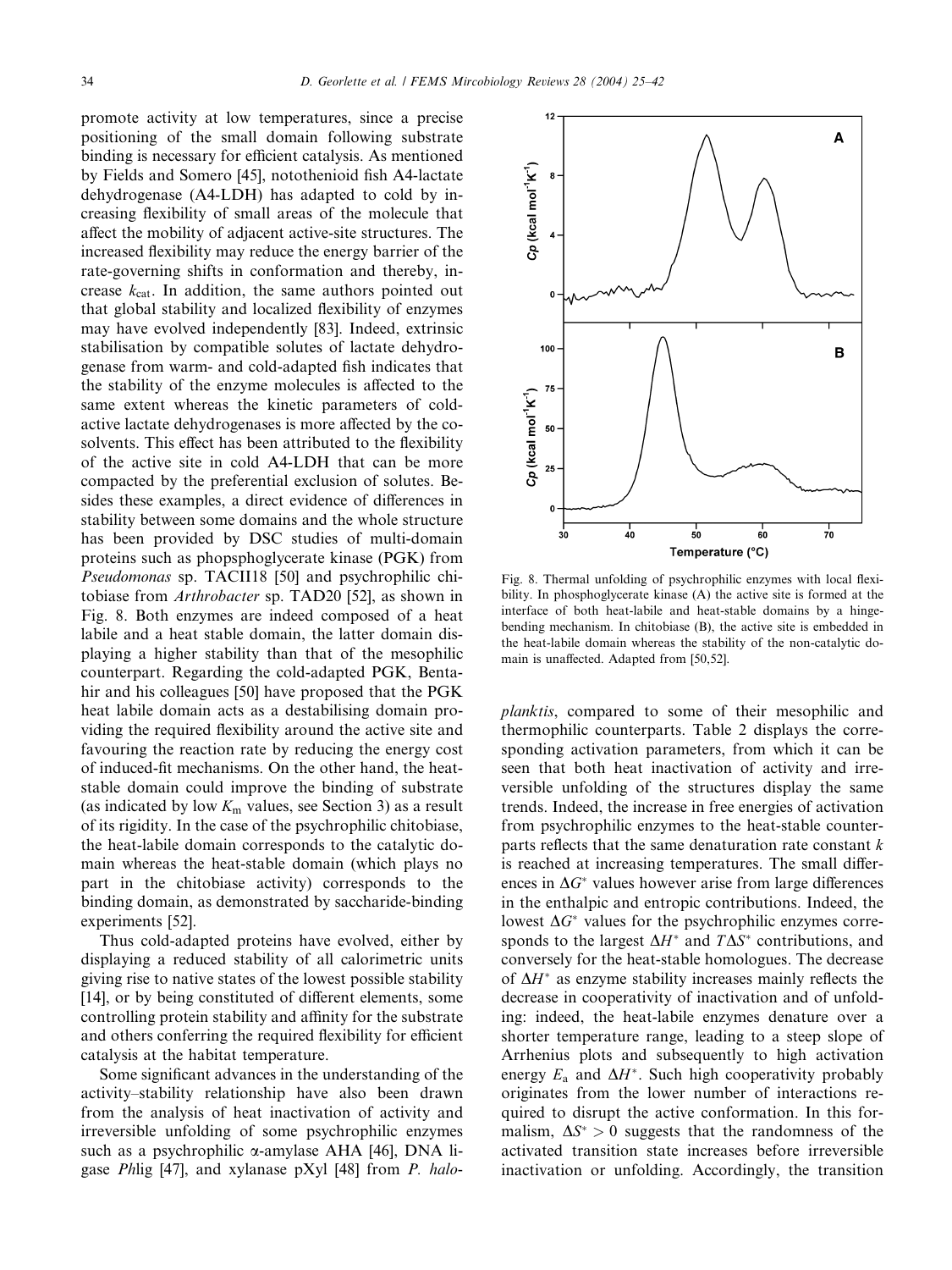promote activity at low temperatures, since a precise positioning of the small domain following substrate binding is necessary for efficient catalysis. As mentioned by Fields and Somero [45], notothenioid fish A4-lactate dehydrogenase (A4-LDH) has adapted to cold by increasing flexibility of small areas of the molecule that affect the mobility of adjacent active-site structures. The increased flexibility may reduce the energy barrier of the rate-governing shifts in conformation and thereby, increase $k_{cat}$. In addition, the same authors pointed out that global stability and localized flexibility of enzymes may have evolved independently [83]. Indeed, extrinsic stabilisation by compatible solutes of lactate dehydrogenase from warm- and cold-adapted fish indicates that the stability of the enzyme molecules is affected to the same extent whereas the kinetic parameters of cold-active lactate dehydrogenases is more affected by the cosolvents. This effect has been attributed to the flexibility of the active site in cold A4-LDH that can be more compacted by the preferential exclusion of solutes. Besides these examples, a direct evidence of differences in stability between some domains and the whole structure has been provided by DSC studies of multi-domain proteins such as phopsphoglycerate kinase (PGK) from *Pseudomonas* sp. TACII18 [50] and psychrophilic chitobiase from *Arthrobacter* sp. TAD20 [52], as shown in Fig. 8. Both enzymes are indeed composed of a heat labile and a heat stable domain, the latter domain displaying a higher stability than that of the mesophilic counterpart. Regarding the cold-adapted PGK, Bentahir and his colleagues [50] have proposed that the PGK heat labile domain acts as a destabilising domain providing the required flexibility around the active site and favouring the reaction rate by reducing the energy cost of induced-fit mechanisms. On the other hand, the heat-stable domain could improve the binding of substrate (as indicated by low $K_m$ values, see Section 3) as a result of its rigidity. In the case of the psychrophilic chitobiase, the heat-labile domain corresponds to the catalytic domain whereas the heat-stable domain (which plays no part in the chitobiase activity) corresponds to the binding domain, as demonstrated by saccharide-binding experiments [52].

Thus cold-adapted proteins have evolved, either by displaying a reduced stability of all calorimetric units giving rise to native states of the lowest possible stability [14], or by being constituted of different elements, some controlling protein stability and affinity for the substrate and others conferring the required flexibility for efficient catalysis at the habitat temperature.

Some significant advances in the understanding of the activity–stability relationship have also been drawn from the analysis of heat inactivation of activity and irreversible unfolding of some psychrophilic enzymes such as a psychrophilic α-amylase AHA [46], DNA ligase *Ph*lig [47], and xylanase pXyl [48] from *P. haloplanktis*, compared to some of their mesophilic and thermophilic counterparts. Table 2 displays the corresponding activation parameters, from which it can be seen that both heat inactivation of activity and irreversible unfolding of the structures display the same trends. Indeed, the increase in free energies of activation from psychrophilic enzymes to the heat-stable counterparts reflects that the same denaturation rate constant $k$ is reached at increasing temperatures. The small differences in $\Delta G^{*}$ values however arise from large differences in the enthalpic and entropic contributions. Indeed, the lowest $\Delta G^{*}$ values for the psychrophilic enzymes corresponds to the largest $\Delta H^{*}$ and $T\Delta S^{*}$ contributions, and conversely for the heat-stable homologues. The decrease of $\Delta H^{*}$ as enzyme stability increases mainly reflects the decrease in cooperativity of inactivation and of unfolding: indeed, the heat-labile enzymes denature over a shorter temperature range, leading to a steep slope of Arrhenius plots and subsequently to high activation energy $E_a$ and $\Delta H^{*}$. Such high cooperativity probably originates from the lower number of interactions required to disrupt the active conformation. In this formalism, $\Delta S^{*} > 0$ suggests that the randomness of the activated transition state increases before irreversible inactivation or unfolding. Accordingly, the transition

Fig. 8. Thermal unfolding of psychrophilic enzymes with local flexibility. In phosphoglycerate kinase (A) the active site is formed at the interface of both heat-labile and heat-stable domains by a hinge-bending mechanism. In chitobiase (B), the active site is embedded in the heat-labile domain whereas the stability of the non-catalytic domain is unaffected. Adapted from [50,52].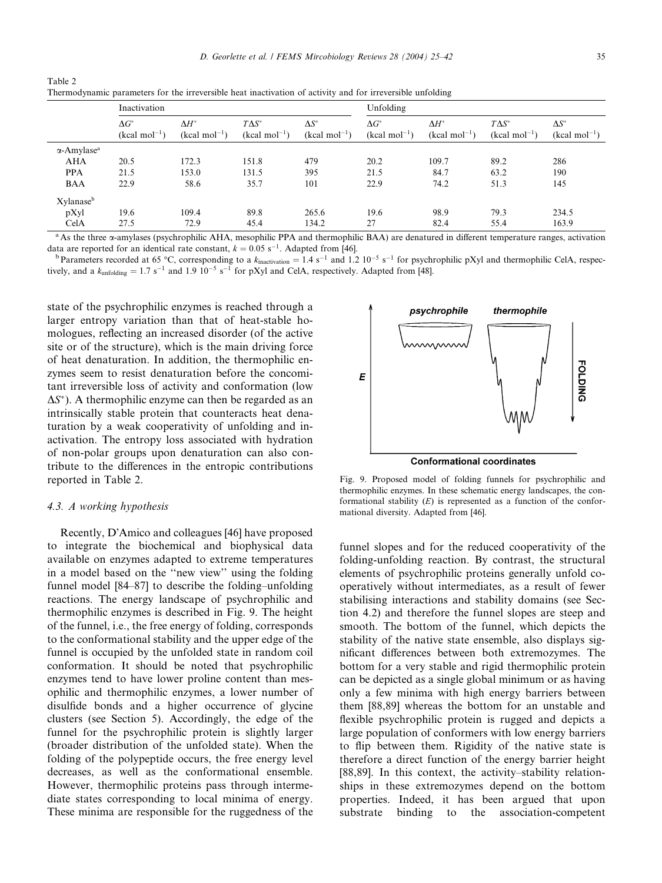Table 2
Thermodynamic parameters for the irreversible heat inactivation of activity and for irreversible unfolding

| | Inactivation | | | | Unfolding | | | |
|---|---|---|---|---|---|---|---|---|
| | $\Delta G^*$ (kcal mol$^{-1}$) | $\Delta H^*$ (kcal mol$^{-1}$) | $T\Delta S^*$ (kcal mol$^{-1}$) | $\Delta S^*$ (kcal mol$^{-1}$) | $\Delta G^*$ (kcal mol$^{-1}$) | $\Delta H^*$ (kcal mol$^{-1}$) | $T\Delta S^*$ (kcal mol$^{-1}$) | $\Delta S^*$ (kcal mol$^{-1}$) |
| α-Amylase[a] | | | | | | | | |
| AHA | 20.5 | 172.3 | 151.8 | 479 | 20.2 | 109.7 | 89.2 | 286 |
| PPA | 21.5 | 153.0 | 131.5 | 395 | 21.5 | 84.7 | 63.2 | 190 |
| BAA | 22.9 | 58.6 | 35.7 | 101 | 22.9 | 74.2 | 51.3 | 145 |
| Xylanase[b] | | | | | | | | |
| pXyl | 19.6 | 109.4 | 89.8 | 265.6 | 19.6 | 98.9 | 79.3 | 234.5 |
| CelA | 27.5 | 72.9 | 45.4 | 134.2 | 27 | 82.4 | 55.4 | 163.9 |

[a] As the three α-amylases (psychrophilic AHA, mesophilic PPA and thermophilic BAA) are denatured in different temperature ranges, activation data are reported for an identical rate constant, $k = 0.05$ s$^{-1}$. Adapted from [46].

[b] Parameters recorded at 65 °C, corresponding to a $k_{inactivation} = 1.4$ s$^{-1}$ and $1.2 \; 10^{-5}$ s$^{-1}$ for psychrophilic pXyl and thermophilic CelA, respectively, and a $k_{unfolding} = 1.7$ s$^{-1}$ and $1.9 \; 10^{-5}$ s$^{-1}$ for pXyl and CelA, respectively. Adapted from [48].

state of the psychrophilic enzymes is reached through a larger entropy variation than that of heat-stable homologues, reflecting an increased disorder (of the active site or of the structure), which is the main driving force of heat denaturation. In addition, the thermophilic enzymes seem to resist denaturation before the concomitant irreversible loss of activity and conformation (low $\Delta S^*$). A thermophilic enzyme can then be regarded as an intrinsically stable protein that counteracts heat denaturation by a weak cooperativity of unfolding and inactivation. The entropy loss associated with hydration of non-polar groups upon denaturation can also contribute to the differences in the entropic contributions reported in Table 2.

### 4.3. A working hypothesis

Recently, D'Amico and colleagues [46] have proposed to integrate the biochemical and biophysical data available on enzymes adapted to extreme temperatures in a model based on the "new view" using the folding funnel model [84–87] to describe the folding–unfolding reactions. The energy landscape of psychrophilic and thermophilic enzymes is described in Fig. 9. The height of the funnel, i.e., the free energy of folding, corresponds to the conformational stability and the upper edge of the funnel is occupied by the unfolded state in random coil conformation. It should be noted that psychrophilic enzymes tend to have lower proline content than mesophilic and thermophilic enzymes, a lower number of disulfide bonds and a higher occurrence of glycine clusters (see Section 5). Accordingly, the edge of the funnel for the psychrophilic protein is slightly larger (broader distribution of the unfolded state). When the folding of the polypeptide occurs, the free energy level decreases, as well as the conformational ensemble. However, thermophilic proteins pass through intermediate states corresponding to local minima of energy. These minima are responsible for the ruggedness of the funnel slopes and for the reduced cooperativity of the folding-unfolding reaction. By contrast, the structural elements of psychrophilic proteins generally unfold cooperatively without intermediates, as a result of fewer stabilising interactions and stability domains (see Section 4.2) and therefore the funnel slopes are steep and smooth. The bottom of the funnel, which depicts the stability of the native state ensemble, also displays significant differences between both extremozymes. The bottom for a very stable and rigid thermophilic protein can be depicted as a single global minimum or as having only a few minima with high energy barriers between them [88,89] whereas the bottom for an unstable and flexible psychrophilic protein is rugged and depicts a large population of conformers with low energy barriers to flip between them. Rigidity of the native state is therefore a direct function of the energy barrier height [88,89]. In this context, the activity–stability relationships in these extremozymes depend on the bottom properties. Indeed, it has been argued that upon substrate binding to the association-competent

Fig. 9. Proposed model of folding funnels for psychrophilic and thermophilic enzymes. In these schematic energy landscapes, the conformational stability ($E$) is represented as a function of the conformational diversity. Adapted from [46].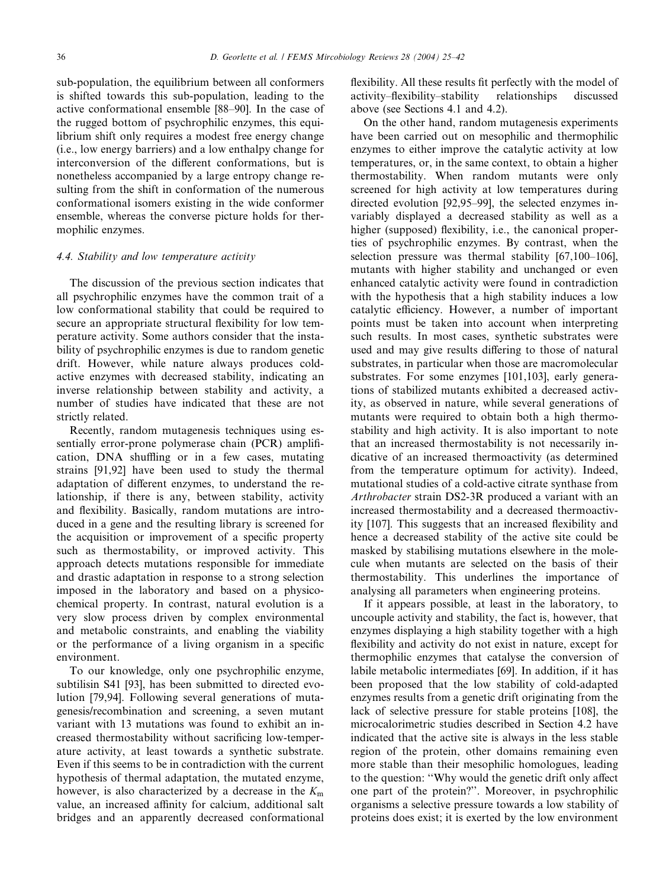sub-population, the equilibrium between all conformers is shifted towards this sub-population, leading to the active conformational ensemble [88–90]. In the case of the rugged bottom of psychrophilic enzymes, this equilibrium shift only requires a modest free energy change (i.e., low energy barriers) and a low enthalpy change for interconversion of the different conformations, but is nonetheless accompanied by a large entropy change resulting from the shift in conformation of the numerous conformational isomers existing in the wide conformer ensemble, whereas the converse picture holds for thermophilic enzymes.

### 4.4. Stability and low temperature activity

The discussion of the previous section indicates that all psychrophilic enzymes have the common trait of a low conformational stability that could be required to secure an appropriate structural flexibility for low temperature activity. Some authors consider that the instability of psychrophilic enzymes is due to random genetic drift. However, while nature always produces cold-active enzymes with decreased stability, indicating an inverse relationship between stability and activity, a number of studies have indicated that these are not strictly related.

Recently, random mutagenesis techniques using essentially error-prone polymerase chain (PCR) amplification, DNA shuffling or in a few cases, mutating strains [91,92] have been used to study the thermal adaptation of different enzymes, to understand the relationship, if there is any, between stability, activity and flexibility. Basically, random mutations are introduced in a gene and the resulting library is screened for the acquisition or improvement of a specific property such as thermostability, or improved activity. This approach detects mutations responsible for immediate and drastic adaptation in response to a strong selection imposed in the laboratory and based on a physicochemical property. In contrast, natural evolution is a very slow process driven by complex environmental and metabolic constraints, and enabling the viability or the performance of a living organism in a specific environment.

To our knowledge, only one psychrophilic enzyme, subtilisin S41 [93], has been submitted to directed evolution [79,94]. Following several generations of mutagenesis/recombination and screening, a seven mutant variant with 13 mutations was found to exhibit an increased thermostability without sacrificing low-temperature activity, at least towards a synthetic substrate. Even if this seems to be in contradiction with the current hypothesis of thermal adaptation, the mutated enzyme, however, is also characterized by a decrease in the $K_m$ value, an increased affinity for calcium, additional salt bridges and an apparently decreased conformational flexibility. All these results fit perfectly with the model of activity–flexibility–stability relationships discussed above (see Sections 4.1 and 4.2).

On the other hand, random mutagenesis experiments have been carried out on mesophilic and thermophilic enzymes to either improve the catalytic activity at low temperatures, or, in the same context, to obtain a higher thermostability. When random mutants were only screened for high activity at low temperatures during directed evolution [92,95–99], the selected enzymes invariably displayed a decreased stability as well as a higher (supposed) flexibility, i.e., the canonical properties of psychrophilic enzymes. By contrast, when the selection pressure was thermal stability [67,100–106], mutants with higher stability and unchanged or even enhanced catalytic activity were found in contradiction with the hypothesis that a high stability induces a low catalytic efficiency. However, a number of important points must be taken into account when interpreting such results. In most cases, synthetic substrates were used and may give results differing to those of natural substrates, in particular when those are macromolecular substrates. For some enzymes [101,103], early generations of stabilized mutants exhibited a decreased activity, as observed in nature, while several generations of mutants were required to obtain both a high thermostability and high activity. It is also important to note that an increased thermostability is not necessarily indicative of an increased thermoactivity (as determined from the temperature optimum for activity). Indeed, mutational studies of a cold-active citrate synthase from *Arthrobacter* strain DS2-3R produced a variant with an increased thermostability and a decreased thermoactivity [107]. This suggests that an increased flexibility and hence a decreased stability of the active site could be masked by stabilising mutations elsewhere in the molecule when mutants are selected on the basis of their thermostability. This underlines the importance of analysing all parameters when engineering proteins.

If it appears possible, at least in the laboratory, to uncouple activity and stability, the fact is, however, that enzymes displaying a high stability together with a high flexibility and activity do not exist in nature, except for thermophilic enzymes that catalyse the conversion of labile metabolic intermediates [69]. In addition, if it has been proposed that the low stability of cold-adapted enzymes results from a genetic drift originating from the lack of selective pressure for stable proteins [108], the microcalorimetric studies described in Section 4.2 have indicated that the active site is always in the less stable region of the protein, other domains remaining even more stable than their mesophilic homologues, leading to the question: "Why would the genetic drift only affect one part of the protein?". Moreover, in psychrophilic organisms a selective pressure towards a low stability of proteins does exist; it is exerted by the low environment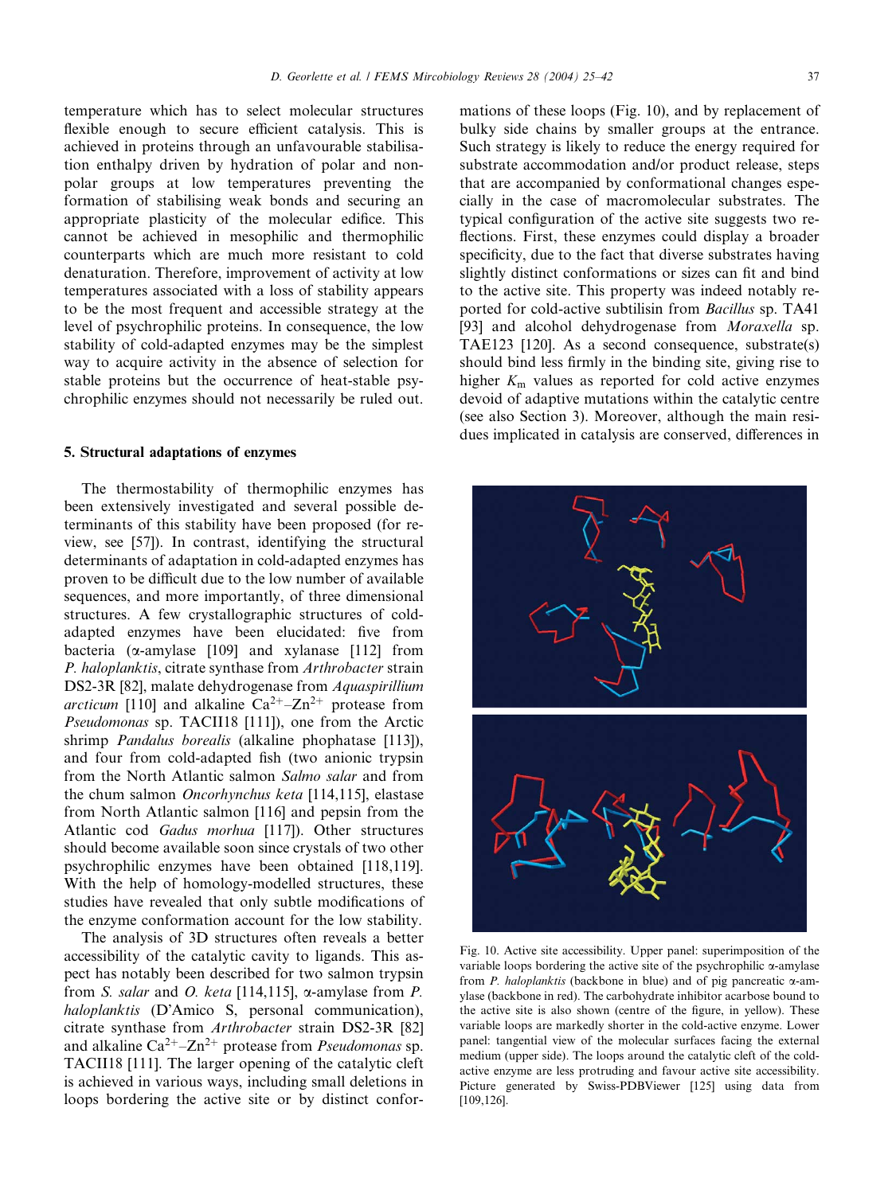temperature which has to select molecular structures flexible enough to secure efficient catalysis. This is achieved in proteins through an unfavourable stabilisation enthalpy driven by hydration of polar and non-polar groups at low temperatures preventing the formation of stabilising weak bonds and securing an appropriate plasticity of the molecular edifice. This cannot be achieved in mesophilic and thermophilic counterparts which are much more resistant to cold denaturation. Therefore, improvement of activity at low temperatures associated with a loss of stability appears to be the most frequent and accessible strategy at the level of psychrophilic proteins. In consequence, the low stability of cold-adapted enzymes may be the simplest way to acquire activity in the absence of selection for stable proteins but the occurrence of heat-stable psychrophilic enzymes should not necessarily be ruled out.

## 5. Structural adaptations of enzymes

The thermostability of thermophilic enzymes has been extensively investigated and several possible determinants of this stability have been proposed (for review, see [57]). In contrast, identifying the structural determinants of adaptation in cold-adapted enzymes has proven to be difficult due to the low number of available sequences, and more importantly, of three dimensional structures. A few crystallographic structures of cold-adapted enzymes have been elucidated: five from bacteria (α-amylase [109] and xylanase [112] from *P. haloplanktis*, citrate synthase from *Arthrobacter* strain DS2-3R [82], malate dehydrogenase from *Aquaspirillium arcticum* [110] and alkaline $Ca^{2+}$–$Zn^{2+}$ protease from *Pseudomonas* sp. TACII18 [111]), one from the Arctic shrimp *Pandalus borealis* (alkaline phophatase [113]), and four from cold-adapted fish (two anionic trypsin from the North Atlantic salmon *Salmo salar* and from the chum salmon *Oncorhynchus keta* [114,115], elastase from North Atlantic salmon [116] and pepsin from the Atlantic cod *Gadus morhua* [117]). Other structures should become available soon since crystals of two other psychrophilic enzymes have been obtained [118,119]. With the help of homology-modelled structures, these studies have revealed that only subtle modifications of the enzyme conformation account for the low stability.

The analysis of 3D structures often reveals a better accessibility of the catalytic cavity to ligands. This aspect has notably been described for two salmon trypsin from *S. salar* and *O. keta* [114,115], α-amylase from *P. haloplanktis* (D'Amico S, personal communication), citrate synthase from *Arthrobacter* strain DS2-3R [82] and alkaline $Ca^{2+}$–$Zn^{2+}$ protease from *Pseudomonas* sp. TACII18 [111]. The larger opening of the catalytic cleft is achieved in various ways, including small deletions in loops bordering the active site or by distinct conformations of these loops (Fig. 10), and by replacement of bulky side chains by smaller groups at the entrance. Such strategy is likely to reduce the energy required for substrate accommodation and/or product release, steps that are accompanied by conformational changes especially in the case of macromolecular substrates. The typical configuration of the active site suggests two reflections. First, these enzymes could display a broader specificity, due to the fact that diverse substrates having slightly distinct conformations or sizes can fit and bind to the active site. This property was indeed notably reported for cold-active subtilisin from *Bacillus* sp. TA41 [93] and alcohol dehydrogenase from *Moraxella* sp. TAE123 [120]. As a second consequence, substrate(s) should bind less firmly in the binding site, giving rise to higher $K_m$ values as reported for cold active enzymes devoid of adaptive mutations within the catalytic centre (see also Section 3). Moreover, although the main residues implicated in catalysis are conserved, differences in

Fig. 10. Active site accessibility. Upper panel: superimposition of the variable loops bordering the active site of the psychrophilic α-amylase from *P. haloplanktis* (backbone in blue) and of pig pancreatic α-amylase (backbone in red). The carbohydrate inhibitor acarbose bound to the active site is also shown (centre of the figure, in yellow). These variable loops are markedly shorter in the cold-active enzyme. Lower panel: tangential view of the molecular surfaces facing the external medium (upper side). The loops around the catalytic cleft of the cold-active enzyme are less protruding and favour active site accessibility. Picture generated by Swiss-PDBViewer [125] using data from [109,126].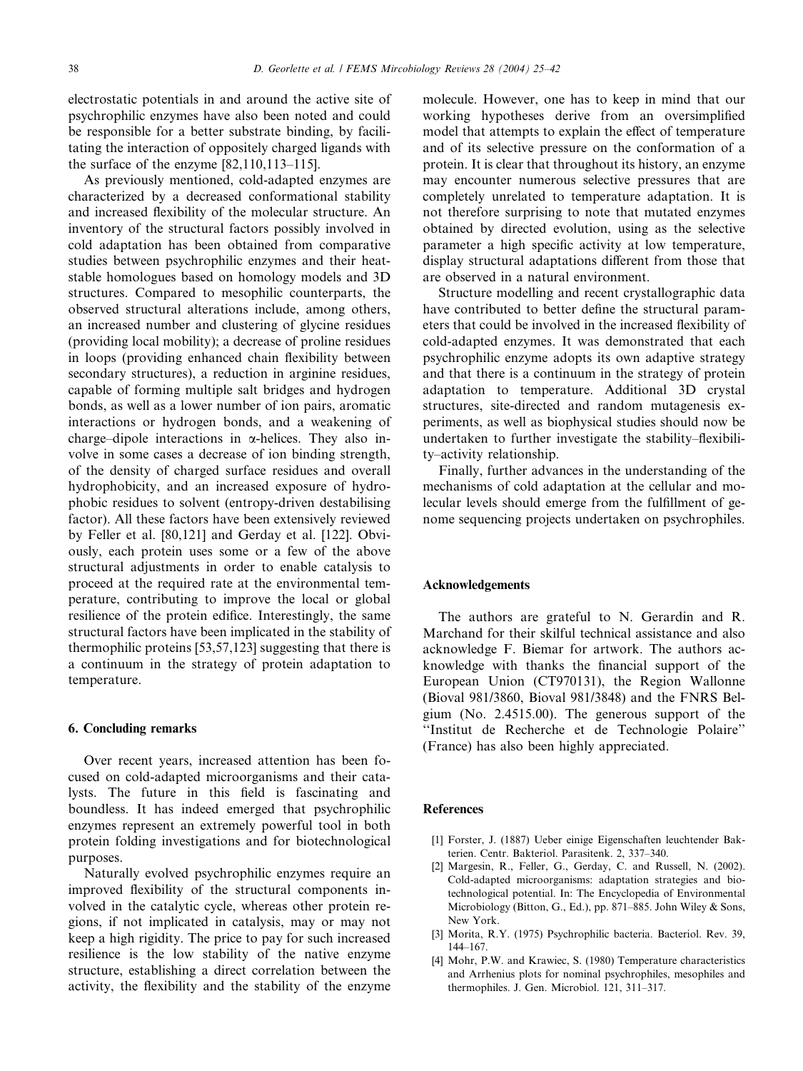electrostatic potentials in and around the active site of psychrophilic enzymes have also been noted and could be responsible for a better substrate binding, by facilitating the interaction of oppositely charged ligands with the surface of the enzyme [82,110,113–115].

As previously mentioned, cold-adapted enzymes are characterized by a decreased conformational stability and increased flexibility of the molecular structure. An inventory of the structural factors possibly involved in cold adaptation has been obtained from comparative studies between psychrophilic enzymes and their heat-stable homologues based on homology models and 3D structures. Compared to mesophilic counterparts, the observed structural alterations include, among others, an increased number and clustering of glycine residues (providing local mobility); a decrease of proline residues in loops (providing enhanced chain flexibility between secondary structures), a reduction in arginine residues, capable of forming multiple salt bridges and hydrogen bonds, as well as a lower number of ion pairs, aromatic interactions or hydrogen bonds, and a weakening of charge–dipole interactions in α-helices. They also involve in some cases a decrease of ion binding strength, of the density of charged surface residues and overall hydrophobicity, and an increased exposure of hydrophobic residues to solvent (entropy-driven destabilising factor). All these factors have been extensively reviewed by Feller et al. [80,121] and Gerday et al. [122]. Obviously, each protein uses some or a few of the above structural adjustments in order to enable catalysis to proceed at the required rate at the environmental temperature, contributing to improve the local or global resilience of the protein edifice. Interestingly, the same structural factors have been implicated in the stability of thermophilic proteins [53,57,123] suggesting that there is a continuum in the strategy of protein adaptation to temperature.

## 6. Concluding remarks

Over recent years, increased attention has been focused on cold-adapted microorganisms and their catalysts. The future in this field is fascinating and boundless. It has indeed emerged that psychrophilic enzymes represent an extremely powerful tool in both protein folding investigations and for biotechnological purposes.

Naturally evolved psychrophilic enzymes require an improved flexibility of the structural components involved in the catalytic cycle, whereas other protein regions, if not implicated in catalysis, may or may not keep a high rigidity. The price to pay for such increased resilience is the low stability of the native enzyme structure, establishing a direct correlation between the activity, the flexibility and the stability of the enzyme molecule. However, one has to keep in mind that our working hypotheses derive from an oversimplified model that attempts to explain the effect of temperature and of its selective pressure on the conformation of a protein. It is clear that throughout its history, an enzyme may encounter numerous selective pressures that are completely unrelated to temperature adaptation. It is not therefore surprising to note that mutated enzymes obtained by directed evolution, using as the selective parameter a high specific activity at low temperature, display structural adaptations different from those that are observed in a natural environment.

Structure modelling and recent crystallographic data have contributed to better define the structural parameters that could be involved in the increased flexibility of cold-adapted enzymes. It was demonstrated that each psychrophilic enzyme adopts its own adaptive strategy and that there is a continuum in the strategy of protein adaptation to temperature. Additional 3D crystal structures, site-directed and random mutagenesis experiments, as well as biophysical studies should now be undertaken to further investigate the stability–flexibility–activity relationship.

Finally, further advances in the understanding of the mechanisms of cold adaptation at the cellular and molecular levels should emerge from the fulfillment of genome sequencing projects undertaken on psychrophiles.

## Acknowledgements

The authors are grateful to N. Gerardin and R. Marchand for their skilful technical assistance and also acknowledge F. Biemar for artwork. The authors acknowledge with thanks the financial support of the European Union (CT970131), the Region Wallonne (Bioval 981/3860, Bioval 981/3848) and the FNRS Belgium (No. 2.4515.00). The generous support of the ''Institut de Recherche et de Technologie Polaire'' (France) has also been highly appreciated.

## References

[1] Forster, J. (1887) Ueber einige Eigenschaften leuchtender Bakterien. Centr. Bakteriol. Parasitenk. 2, 337–340.

[2] Margesin, R., Feller, G., Gerday, C. and Russell, N. (2002). Cold-adapted microorganisms: adaptation strategies and biotechnological potential. In: The Encyclopedia of Environmental Microbiology (Bitton, G., Ed.), pp. 871–885. John Wiley & Sons, New York.

[3] Morita, R.Y. (1975) Psychrophilic bacteria. Bacteriol. Rev. 39, 144–167.

[4] Mohr, P.W. and Krawiec, S. (1980) Temperature characteristics and Arrhenius plots for nominal psychrophiles, mesophiles and thermophiles. J. Gen. Microbiol. 121, 311–317.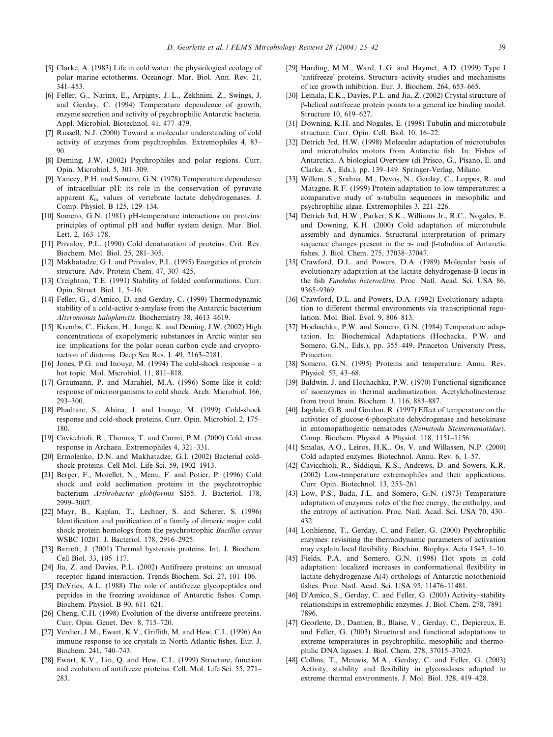[5] Clarke, A. (1983) Life in cold water: the physiological ecology of polar marine ectotherms. Oceanogr. Mar. Biol. Ann. Rev. 21, 341–453.

[6] Feller, G., Narinx, E., Arpigny, J.-L., Zekhnini, Z., Swings, J. and Gerday, C. (1994) Temperature dependence of growth, enzyme secretion and activity of psychrophilic Antarctic bacteria. Appl. Microbiol. Biotechnol. 41, 477–479.

[7] Russell, N.J. (2000) Toward a molecular understanding of cold activity of enzymes from psychrophiles. Extremophiles 4, 83–90.

[8] Deming, J.W. (2002) Psychrophiles and polar regions. Curr. Opin. Microbiol. 5, 301–309.

[9] Yancey, P.H. and Somero, G.N. (1978) Temperature dependence of intracellular pH: its role in the conservation of pyruvate apparent $K_m$ values of vertebrate lactate dehydrogenases. J. Comp. Physiol. B 125, 129–134.

[10] Somero, G.N. (1981) pH-temperature interactions on proteins: principles of optimal pH and buffer system design. Mar. Biol. Lett. 2, 163–178.

[11] Privalov, P.L. (1990) Cold denaturation of proteins. Crit. Rev. Biochem. Mol. Biol. 25, 281–305.

[12] Makhatadze, G.I. and Privalov, P.L. (1995) Energetics of protein structure. Adv. Protein Chem. 47, 307–425.

[13] Creighton, T.E. (1991) Stability of folded conformations. Curr. Opin. Struct. Biol. 1, 5–16.

[14] Feller, G., d'Amico, D. and Gerday, C. (1999) Thermodynamic stability of a cold-active α-amylase from the Antarctic bacterium *Alteromonas haloplanctis*. Biochemistry 38, 4613–4619.

[15] Krembs, C., Eicken, H., Junge, K. and Deming, J.W. (2002) High concentrations of exopolymeric substances in Arctic winter sea ice: implications for the polar ocean carbon cycle and cryoprotection of diatoms. Deep Sea Res. I. 49, 2163–2181.

[16] Jones, P.G. and Inouye, M. (1994) The cold-shock response – a hot topic. Mol. Microbiol. 11, 811–818.

[17] Graumann, P. and Marahiel, M.A. (1996) Some like it cold: response of microorganisms to cold shock. Arch. Microbiol. 166, 293–300.

[18] Phadtare, S., Alsina, J. and Inouye, M. (1999) Cold-shock response and cold-shock proteins. Curr. Opin. Microbiol. 2, 175–180.

[19] Cavicchioli, R., Thomas, T. and Curmi, P.M. (2000) Cold stress response in Archaea. Extremophiles 4, 321–331.

[20] Ermolenko, D.N. and Makhatadze, G.I. (2002) Bacterial cold-shock proteins. Cell Mol. Life Sci. 59, 1902–1913.

[21] Berger, F., Morellet, N., Menu, F. and Potier, P. (1996) Cold shock and cold acclimation proteins in the psychrotrophic bacterium *Arthrobacter globiformis* SI55. J. Bacteriol. 178, 2999–3007.

[22] Mayr, B., Kaplan, T., Lechner, S. and Scherer, S. (1996) Identification and purification of a family of dimeric major cold shock protein homologs from the psychrotrophic *Bacillus cereus* WSBC 10201. J. Bacteriol. 178, 2916–2925.

[23] Barrett, J. (2001) Thermal hysteresis proteins. Int. J. Biochem. Cell Biol. 33, 105–117.

[24] Jia, Z. and Davies, P.L. (2002) Antifreeze proteins: an unusual receptor–ligand interaction. Trends Biochem. Sci. 27, 101–106.

[25] DeVries, A.L. (1988) The role of antifreeze glycopeptides and peptides in the freezing avoidance of Antarctic fishes. Comp. Biochem. Physiol. B 90, 611–621.

[26] Cheng, C.H. (1998) Evolution of the diverse antifreeze proteins. Curr. Opin. Genet. Dev. 8, 715–720.

[27] Verdier, J.M., Ewart, K.V., Griffith, M. and Hew, C.L. (1996) An immune response to ice crystals in North Atlantic fishes. Eur. J. Biochem. 241, 740–743.

[28] Ewart, K.V., Lin, Q. and Hew, C.L. (1999) Structure, function and evolution of antifreeze proteins. Cell. Mol. Life Sci. 55, 271–283.

[29] Harding, M.M., Ward, L.G. and Haymet, A.D. (1999) Type I 'antifreeze' proteins. Structure–activity studies and mechanisms of ice growth inhibition. Eur. J. Biochem. 264, 653–665.

[30] Leinala, E.K., Davies, P.L. and Jia, Z. (2002) Crystal structure of β-helical antifreeze protein points to a general ice binding model. Structure 10, 619–627.

[31] Downing, K.H. and Nogales, E. (1998) Tubulin and microtubule structure. Curr. Opin. Cell. Biol. 10, 16–22.

[32] Detrich 3rd, H.W. (1998) Molecular adaptation of microtubules and microtubules motors from Antarctic fish. In: Fishes of Antarctica. A biological Overview (di Prisco, G., Pisano, E. and Clarke, A., Eds.), pp. 139–149. Springer-Verlag, Milano.

[33] Willem, S., Srahna, M., Devos, N., Gerday, C., Loppes, R. and Matagne, R.F. (1999) Protein adaptation to low temperatures: a comparative study of α-tubulin sequences in mesophilic and psychrophilic algae. Extremophiles 3, 221–226.

[34] Detrich 3rd, H.W., Parker, S.K., Williams Jr., R.C., Nogales, E. and Downing, K.H. (2000) Cold adaptation of microtubule assembly and dynamics. Structural interpretation of primary sequence changes present in the α- and β-tubulins of Antarctic fishes. J. Biol. Chem. 275, 37038–37047.

[35] Crawford, D.L. and Powers, D.A. (1989) Molecular basis of evolutionary adaptation at the lactate dehydrogenase-B locus in the fish *Fundulus heteroclitus*. Proc. Natl. Acad. Sci. USA 86, 9365–9369.

[36] Crawford, D.L. and Powers, D.A. (1992) Evolutionary adaptation to different thermal environments via transcriptional regulation. Mol. Biol. Evol. 9, 806–813.

[37] Hochachka, P.W. and Somero, G.N. (1984) Temperature adaptation. In: Biochemical Adaptations (Hochacka, P.W. and Somero, G.N., Eds.), pp. 355–449. Princeton University Press, Princeton.

[38] Somero, G.N. (1995) Proteins and temperature. Annu. Rev. Physiol. 57, 43–68.

[39] Baldwin, J. and Hochachka, P.W. (1970) Functional significance of isoenzymes in thermal acclimatization. Acetylcholinesterase from trout brain. Biochem. J. 116, 883–887.

[40] Jagdale, G.B. and Gordon, R. (1997) Effect of temperature on the activities of glucose-6-phosphate dehydrogenase and hexokinase in entomopathogenic nematodes (*Nematoda Steinernematidae*). Comp. Biochem. Physiol. A Physiol. 118, 1151–1156.

[41] Smalas, A.O., Leiros, H.K., Os, V. and Willassen, N.P. (2000) Cold adapted enzymes. Biotechnol. Annu. Rev. 6, 1–57.

[42] Cavicchioli, R., Siddiqui, K.S., Andrews, D. and Sowers, K.R. (2002) Low-temperature extremophiles and their applications. Curr. Opin. Biotechnol. 13, 253–261.

[43] Low, P.S., Bada, J.L. and Somero, G.N. (1973) Temperature adaptation of enzymes: roles of the free energy, the enthalpy, and the entropy of activation. Proc. Natl. Acad. Sci. USA 70, 430–432.

[44] Lonhienne, T., Gerday, C. and Feller, G. (2000) Psychrophilic enzymes: revisiting the thermodynamic parameters of activation may explain local flexibility. Biochim. Biophys. Acta 1543, 1–10.

[45] Fields, P.A. and Somero, G.N. (1998) Hot spots in cold adaptation: localized increases in conformational flexibility in lactate dehydrogenase A(4) orthologs of Antarctic notothenioid fishes. Proc. Natl. Acad. Sci. USA 95, 11476–11481.

[46] D'Amico, S., Gerday, C. and Feller, G. (2003) Activity–stability relationships in extremophilic enzymes. J. Biol. Chem. 278, 7891–7896.

[47] Georlette, D., Damien, B., Blaise, V., Gerday, C., Depiereux, E. and Feller, G. (2003) Structural and functional adaptations to extreme temperatures in psychrophilic, mesophilic and thermophilic DNA ligases. J. Biol. Chem. 278, 37015–37023.

[48] Collins, T., Meuwis, M.A., Gerday, C. and Feller, G. (2003) Activity, stability and flexibility in glycosidases adapted to extreme thermal environments. J. Mol. Biol. 328, 419–428.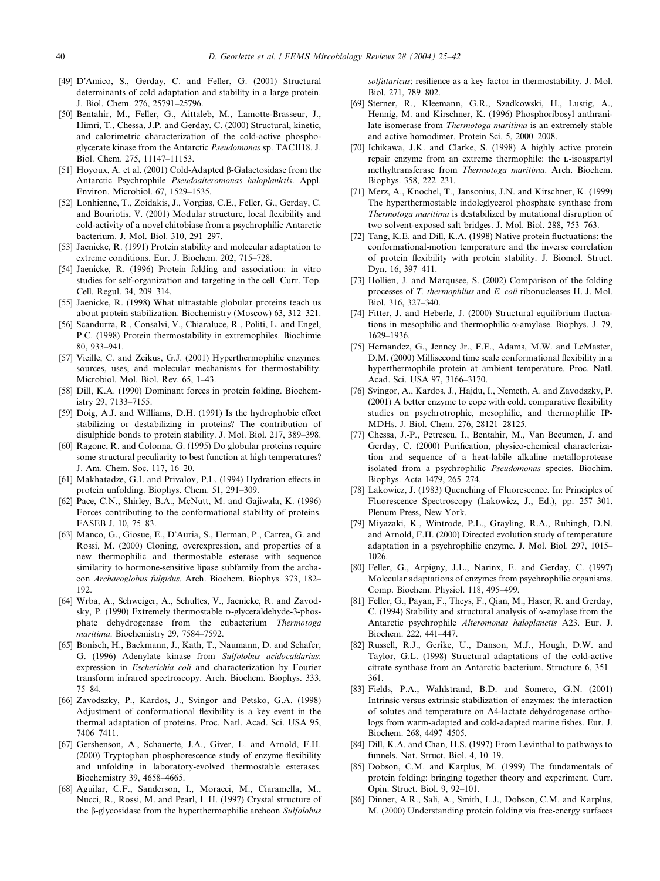[49] D'Amico, S., Gerday, C. and Feller, G. (2001) Structural determinants of cold adaptation and stability in a large protein. J. Biol. Chem. 276, 25791–25796.

[50] Bentahir, M., Feller, G., Aittaleb, M., Lamotte-Brasseur, J., Himri, T., Chessa, J.P. and Gerday, C. (2000) Structural, kinetic, and calorimetric characterization of the cold-active phosphoglycerate kinase from the Antarctic *Pseudomonas* sp. TACII18. J. Biol. Chem. 275, 11147–11153.

[51] Hoyoux, A. et al. (2001) Cold-Adapted β-Galactosidase from the Antarctic Psychrophile *Pseudoalteromonas haloplanktis*. Appl. Environ. Microbiol. 67, 1529–1535.

[52] Lonhienne, T., Zoidakis, J., Vorgias, C.E., Feller, G., Gerday, C. and Bouriotis, V. (2001) Modular structure, local flexibility and cold-activity of a novel chitobiase from a psychrophilic Antarctic bacterium. J. Mol. Biol. 310, 291–297.

[53] Jaenicke, R. (1991) Protein stability and molecular adaptation to extreme conditions. Eur. J. Biochem. 202, 715–728.

[54] Jaenicke, R. (1996) Protein folding and association: in vitro studies for self-organization and targeting in the cell. Curr. Top. Cell. Regul. 34, 209–314.

[55] Jaenicke, R. (1998) What ultrastable globular proteins teach us about protein stabilization. Biochemistry (Moscow) 63, 312–321.

[56] Scandurra, R., Consalvi, V., Chiaraluce, R., Politi, L. and Engel, P.C. (1998) Protein thermostability in extremophiles. Biochimie 80, 933–941.

[57] Vieille, C. and Zeikus, G.J. (2001) Hyperthermophilic enzymes: sources, uses, and molecular mechanisms for thermostability. Microbiol. Mol. Biol. Rev. 65, 1–43.

[58] Dill, K.A. (1990) Dominant forces in protein folding. Biochemistry 29, 7133–7155.

[59] Doig, A.J. and Williams, D.H. (1991) Is the hydrophobic effect stabilizing or destabilizing in proteins? The contribution of disulphide bonds to protein stability. J. Mol. Biol. 217, 389–398.

[60] Ragone, R. and Colonna, G. (1995) Do globular proteins require some structural peculiarity to best function at high temperatures? J. Am. Chem. Soc. 117, 16–20.

[61] Makhatadze, G.I. and Privalov, P.L. (1994) Hydration effects in protein unfolding. Biophys. Chem. 51, 291–309.

[62] Pace, C.N., Shirley, B.A., McNutt, M. and Gajiwala, K. (1996) Forces contributing to the conformational stability of proteins. FASEB J. 10, 75–83.

[63] Manco, G., Giosue, E., D'Auria, S., Herman, P., Carrea, G. and Rossi, M. (2000) Cloning, overexpression, and properties of a new thermophilic and thermostable esterase with sequence similarity to hormone-sensitive lipase subfamily from the archaeon *Archaeoglobus fulgidus*. Arch. Biochem. Biophys. 373, 182–192.

[64] Wrba, A., Schweiger, A., Schultes, V., Jaenicke, R. and Zavodsky, P. (1990) Extremely thermostable D-glyceraldehyde-3-phosphate dehydrogenase from the eubacterium *Thermotoga maritima*. Biochemistry 29, 7584–7592.

[65] Bonisch, H., Backmann, J., Kath, T., Naumann, D. and Schafer, G. (1996) Adenylate kinase from *Sulfolobus acidocaldarius*: expression in *Escherichia coli* and characterization by Fourier transform infrared spectroscopy. Arch. Biochem. Biophys. 333, 75–84.

[66] Zavodszky, P., Kardos, J., Svingor and Petsko, G.A. (1998) Adjustment of conformational flexibility is a key event in the thermal adaptation of proteins. Proc. Natl. Acad. Sci. USA 95, 7406–7411.

[67] Gershenson, A., Schauerte, J.A., Giver, L. and Arnold, F.H. (2000) Tryptophan phosphorescence study of enzyme flexibility and unfolding in laboratory-evolved thermostable esterases. Biochemistry 39, 4658–4665.

[68] Aguilar, C.F., Sanderson, I., Moracci, M., Ciaramella, M., Nucci, R., Rossi, M. and Pearl, L.H. (1997) Crystal structure of the β-glycosidase from the hyperthermophilic archeon *Sulfolobus solfataricus*: resilience as a key factor in thermostability. J. Mol. Biol. 271, 789–802.

[69] Sterner, R., Kleemann, G.R., Szadkowski, H., Lustig, A., Hennig, M. and Kirschner, K. (1996) Phosphoribosyl anthranilate isomerase from *Thermotoga maritima* is an extremely stable and active homodimer. Protein Sci. 5, 2000–2008.

[70] Ichikawa, J.K. and Clarke, S. (1998) A highly active protein repair enzyme from an extreme thermophile: the L-isoaspartyl methyltransferase from *Thermotoga maritima*. Arch. Biochem. Biophys. 358, 222–231.

[71] Merz, A., Knochel, T., Jansonius, J.N. and Kirschner, K. (1999) The hyperthermostable indoleglycerol phosphate synthase from *Thermotoga maritima* is destabilized by mutational disruption of two solvent-exposed salt bridges. J. Mol. Biol. 288, 753–763.

[72] Tang, K.E. and Dill, K.A. (1998) Native protein fluctuations: the conformational-motion temperature and the inverse correlation of protein flexibility with protein stability. J. Biomol. Struct. Dyn. 16, 397–411.

[73] Hollien, J. and Marqusee, S. (2002) Comparison of the folding processes of *T. thermophilus* and *E. coli* ribonucleases H. J. Mol. Biol. 316, 327–340.

[74] Fitter, J. and Heberle, J. (2000) Structural equilibrium fluctuations in mesophilic and thermophilic α-amylase. Biophys. J. 79, 1629–1936.

[75] Hernandez, G., Jenney Jr., F.E., Adams, M.W. and LeMaster, D.M. (2000) Millisecond time scale conformational flexibility in a hyperthermophile protein at ambient temperature. Proc. Natl. Acad. Sci. USA 97, 3166–3170.

[76] Svingor, A., Kardos, J., Hajdu, I., Nemeth, A. and Zavodszky, P. (2001) A better enzyme to cope with cold. comparative flexibility studies on psychrotrophic, mesophilic, and thermophilic IPMDHs. J. Biol. Chem. 276, 28121–28125.

[77] Chessa, J.-P., Petrescu, I., Bentahir, M., Van Beeumen, J. and Gerday, C. (2000) Purification, physico-chemical characterization and sequence of a heat-labile alkaline metalloprotease isolated from a psychrophilic *Pseudomonas* species. Biochim. Biophys. Acta 1479, 265–274.

[78] Lakowicz, J. (1983) Quenching of Fluorescence. In: Principles of Fluorescence Spectroscopy (Lakowicz, J., Ed.), pp. 257–301. Plenum Press, New York.

[79] Miyazaki, K., Wintrode, P.L., Grayling, R.A., Rubingh, D.N. and Arnold, F.H. (2000) Directed evolution study of temperature adaptation in a psychrophilic enzyme. J. Mol. Biol. 297, 1015–1026.

[80] Feller, G., Arpigny, J.L., Narinx, E. and Gerday, C. (1997) Molecular adaptations of enzymes from psychrophilic organisms. Comp. Biochem. Physiol. 118, 495–499.

[81] Feller, G., Payan, F., Theys, F., Qian, M., Haser, R. and Gerday, C. (1994) Stability and structural analysis of α-amylase from the Antarctic psychrophile *Alteromonas haloplanctis* A23. Eur. J. Biochem. 222, 441–447.

[82] Russell, R.J., Gerike, U., Danson, M.J., Hough, D.W. and Taylor, G.L. (1998) Structural adaptations of the cold-active citrate synthase from an Antarctic bacterium. Structure 6, 351–361.

[83] Fields, P.A., Wahlstrand, B.D. and Somero, G.N. (2001) Intrinsic versus extrinsic stabilization of enzymes: the interaction of solutes and temperature on A4-lactate dehydrogenase orthologs from warm-adapted and cold-adapted marine fishes. Eur. J. Biochem. 268, 4497–4505.

[84] Dill, K.A. and Chan, H.S. (1997) From Levinthal to pathways to funnels. Nat. Struct. Biol. 4, 10–19.

[85] Dobson, C.M. and Karplus, M. (1999) The fundamentals of protein folding: bringing together theory and experiment. Curr. Opin. Struct. Biol. 9, 92–101.

[86] Dinner, A.R., Sali, A., Smith, L.J., Dobson, C.M. and Karplus, M. (2000) Understanding protein folding via free-energy surfaces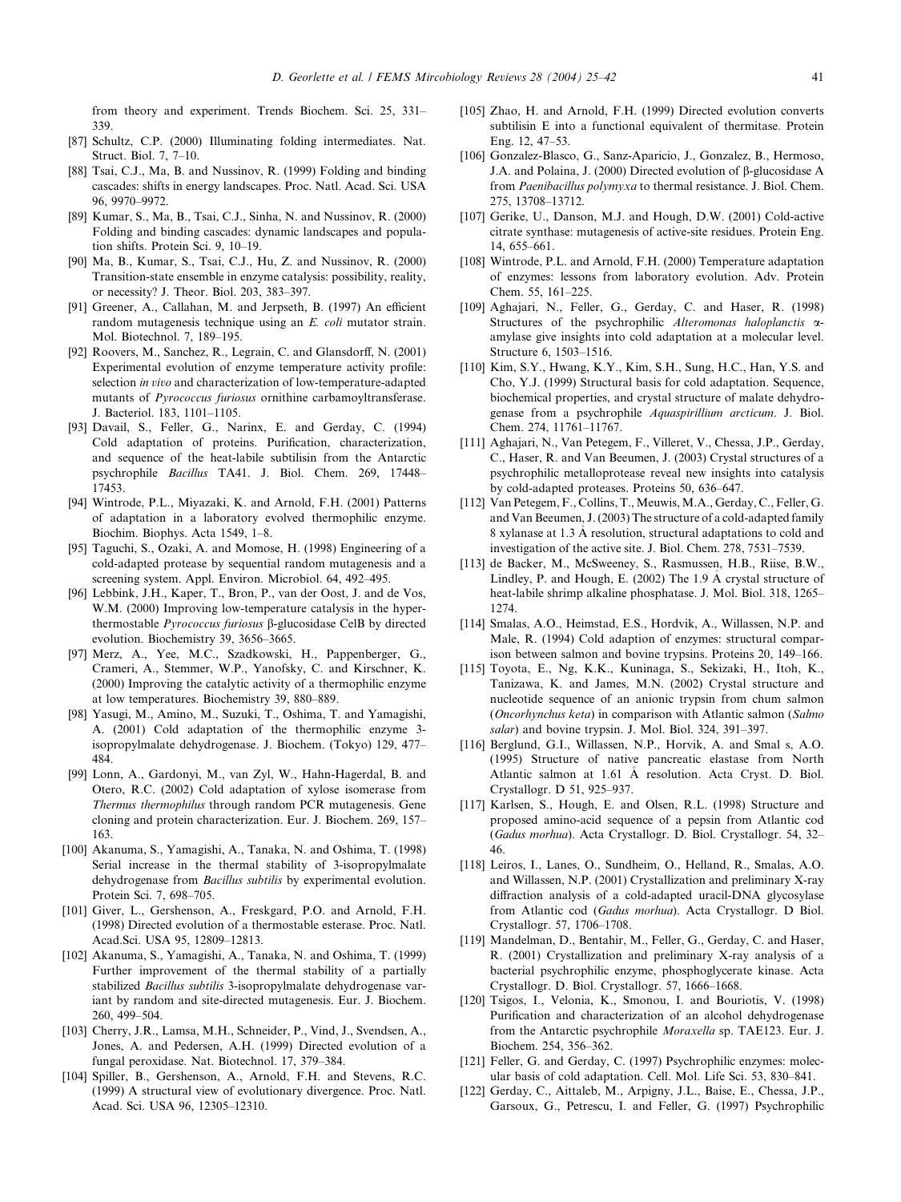from theory and experiment. Trends Biochem. Sci. 25, 331–339.

[87] Schultz, C.P. (2000) Illuminating folding intermediates. Nat. Struct. Biol. 7, 7–10.

[88] Tsai, C.J., Ma, B. and Nussinov, R. (1999) Folding and binding cascades: shifts in energy landscapes. Proc. Natl. Acad. Sci. USA 96, 9970–9972.

[89] Kumar, S., Ma, B., Tsai, C.J., Sinha, N. and Nussinov, R. (2000) Folding and binding cascades: dynamic landscapes and population shifts. Protein Sci. 9, 10–19.

[90] Ma, B., Kumar, S., Tsai, C.J., Hu, Z. and Nussinov, R. (2000) Transition-state ensemble in enzyme catalysis: possibility, reality, or necessity? J. Theor. Biol. 203, 383–397.

[91] Greener, A., Callahan, M. and Jerpseth, B. (1997) An efficient random mutagenesis technique using an *E. coli* mutator strain. Mol. Biotechnol. 7, 189–195.

[92] Roovers, M., Sanchez, R., Legrain, C. and Glansdorff, N. (2001) Experimental evolution of enzyme temperature activity profile: selection *in vivo* and characterization of low-temperature-adapted mutants of *Pyrococcus furiosus* ornithine carbamoyltransferase. J. Bacteriol. 183, 1101–1105.

[93] Davail, S., Feller, G., Narinx, E. and Gerday, C. (1994) Cold adaptation of proteins. Purification, characterization, and sequence of the heat-labile subtilisin from the Antarctic psychrophile *Bacillus* TA41. J. Biol. Chem. 269, 17448–17453.

[94] Wintrode, P.L., Miyazaki, K. and Arnold, F.H. (2001) Patterns of adaptation in a laboratory evolved thermophilic enzyme. Biochim. Biophys. Acta 1549, 1–8.

[95] Taguchi, S., Ozaki, A. and Momose, H. (1998) Engineering of a cold-adapted protease by sequential random mutagenesis and a screening system. Appl. Environ. Microbiol. 64, 492–495.

[96] Lebbink, J.H., Kaper, T., Bron, P., van der Oost, J. and de Vos, W.M. (2000) Improving low-temperature catalysis in the hyperthermostable *Pyrococcus furiosus* β-glucosidase CelB by directed evolution. Biochemistry 39, 3656–3665.

[97] Merz, A., Yee, M.C., Szadkowski, H., Pappenberger, G., Crameri, A., Stemmer, W.P., Yanofsky, C. and Kirschner, K. (2000) Improving the catalytic activity of a thermophilic enzyme at low temperatures. Biochemistry 39, 880–889.

[98] Yasugi, M., Amino, M., Suzuki, T., Oshima, T. and Yamagishi, A. (2001) Cold adaptation of the thermophilic enzyme 3-isopropylmalate dehydrogenase. J. Biochem. (Tokyo) 129, 477–484.

[99] Lonn, A., Gardonyi, M., van Zyl, W., Hahn-Hagerdal, B. and Otero, R.C. (2002) Cold adaptation of xylose isomerase from *Thermus thermophilus* through random PCR mutagenesis. Gene cloning and protein characterization. Eur. J. Biochem. 269, 157–163.

[100] Akanuma, S., Yamagishi, A., Tanaka, N. and Oshima, T. (1998) Serial increase in the thermal stability of 3-isopropylmalate dehydrogenase from *Bacillus subtilis* by experimental evolution. Protein Sci. 7, 698–705.

[101] Giver, L., Gershenson, A., Freskgard, P.O. and Arnold, F.H. (1998) Directed evolution of a thermostable esterase. Proc. Natl. Acad.Sci. USA 95, 12809–12813.

[102] Akanuma, S., Yamagishi, A., Tanaka, N. and Oshima, T. (1999) Further improvement of the thermal stability of a partially stabilized *Bacillus subtilis* 3-isopropylmalate dehydrogenase variant by random and site-directed mutagenesis. Eur. J. Biochem. 260, 499–504.

[103] Cherry, J.R., Lamsa, M.H., Schneider, P., Vind, J., Svendsen, A., Jones, A. and Pedersen, A.H. (1999) Directed evolution of a fungal peroxidase. Nat. Biotechnol. 17, 379–384.

[104] Spiller, B., Gershenson, A., Arnold, F.H. and Stevens, R.C. (1999) A structural view of evolutionary divergence. Proc. Natl. Acad. Sci. USA 96, 12305–12310.

[105] Zhao, H. and Arnold, F.H. (1999) Directed evolution converts subtilisin E into a functional equivalent of thermitase. Protein Eng. 12, 47–53.

[106] Gonzalez-Blasco, G., Sanz-Aparicio, J., Gonzalez, B., Hermoso, J.A. and Polaina, J. (2000) Directed evolution of β-glucosidase A from *Paenibacillus polymyxa* to thermal resistance. J. Biol. Chem. 275, 13708–13712.

[107] Gerike, U., Danson, M.J. and Hough, D.W. (2001) Cold-active citrate synthase: mutagenesis of active-site residues. Protein Eng. 14, 655–661.

[108] Wintrode, P.L. and Arnold, F.H. (2000) Temperature adaptation of enzymes: lessons from laboratory evolution. Adv. Protein Chem. 55, 161–225.

[109] Aghajari, N., Feller, G., Gerday, C. and Haser, R. (1998) Structures of the psychrophilic *Alteromonas haloplanctis* α-amylase give insights into cold adaptation at a molecular level. Structure 6, 1503–1516.

[110] Kim, S.Y., Hwang, K.Y., Kim, S.H., Sung, H.C., Han, Y.S. and Cho, Y.J. (1999) Structural basis for cold adaptation. Sequence, biochemical properties, and crystal structure of malate dehydrogenase from a psychrophile *Aquaspirillium arcticum*. J. Biol. Chem. 274, 11761–11767.

[111] Aghajari, N., Van Petegem, F., Villeret, V., Chessa, J.P., Gerday, C., Haser, R. and Van Beeumen, J. (2003) Crystal structures of a psychrophilic metalloprotease reveal new insights into catalysis by cold-adapted proteases. Proteins 50, 636–647.

[112] Van Petegem, F., Collins, T., Meuwis, M.A., Gerday, C., Feller, G. and Van Beeumen, J. (2003) The structure of a cold-adapted family 8 xylanase at 1.3 Å resolution, structural adaptations to cold and investigation of the active site. J. Biol. Chem. 278, 7531–7539.

[113] de Backer, M., McSweeney, S., Rasmussen, H.B., Riise, B.W., Lindley, P. and Hough, E. (2002) The 1.9 Å crystal structure of heat-labile shrimp alkaline phosphatase. J. Mol. Biol. 318, 1265–1274.

[114] Smalas, A.O., Heimstad, E.S., Hordvik, A., Willassen, N.P. and Male, R. (1994) Cold adaption of enzymes: structural comparison between salmon and bovine trypsins. Proteins 20, 149–166.

[115] Toyota, E., Ng, K.K., Kuninaga, S., Sekizaki, H., Itoh, K., Tanizawa, K. and James, M.N. (2002) Crystal structure and nucleotide sequence of an anionic trypsin from chum salmon (*Oncorhynchus keta*) in comparison with Atlantic salmon (*Salmo salar*) and bovine trypsin. J. Mol. Biol. 324, 391–397.

[116] Berglund, G.I., Willassen, N.P., Horvik, A. and Smal s, A.O. (1995) Structure of native pancreatic elastase from North Atlantic salmon at 1.61 Å resolution. Acta Cryst. D. Biol. Crystallogr. D 51, 925–937.

[117] Karlsen, S., Hough, E. and Olsen, R.L. (1998) Structure and proposed amino-acid sequence of a pepsin from Atlantic cod (*Gadus morhua*). Acta Crystallogr. D. Biol. Crystallogr. 54, 32–46.

[118] Leiros, I., Lanes, O., Sundheim, O., Helland, R., Smalas, A.O. and Willassen, N.P. (2001) Crystallization and preliminary X-ray diffraction analysis of a cold-adapted uracil-DNA glycosylase from Atlantic cod (*Gadus morhua*). Acta Crystallogr. D Biol. Crystallogr. 57, 1706–1708.

[119] Mandelman, D., Bentahir, M., Feller, G., Gerday, C. and Haser, R. (2001) Crystallization and preliminary X-ray analysis of a bacterial psychrophilic enzyme, phosphoglycerate kinase. Acta Crystallogr. D. Biol. Crystallogr. 57, 1666–1668.

[120] Tsigos, I., Velonia, K., Smonou, I. and Bouriotis, V. (1998) Purification and characterization of an alcohol dehydrogenase from the Antarctic psychrophile *Moraxella* sp. TAE123. Eur. J. Biochem. 254, 356–362.

[121] Feller, G. and Gerday, C. (1997) Psychrophilic enzymes: molecular basis of cold adaptation. Cell. Mol. Life Sci. 53, 830–841.

[122] Gerday, C., Aittaleb, M., Arpigny, J.L., Baise, E., Chessa, J.P., Garsoux, G., Petrescu, I. and Feller, G. (1997) Psychrophilic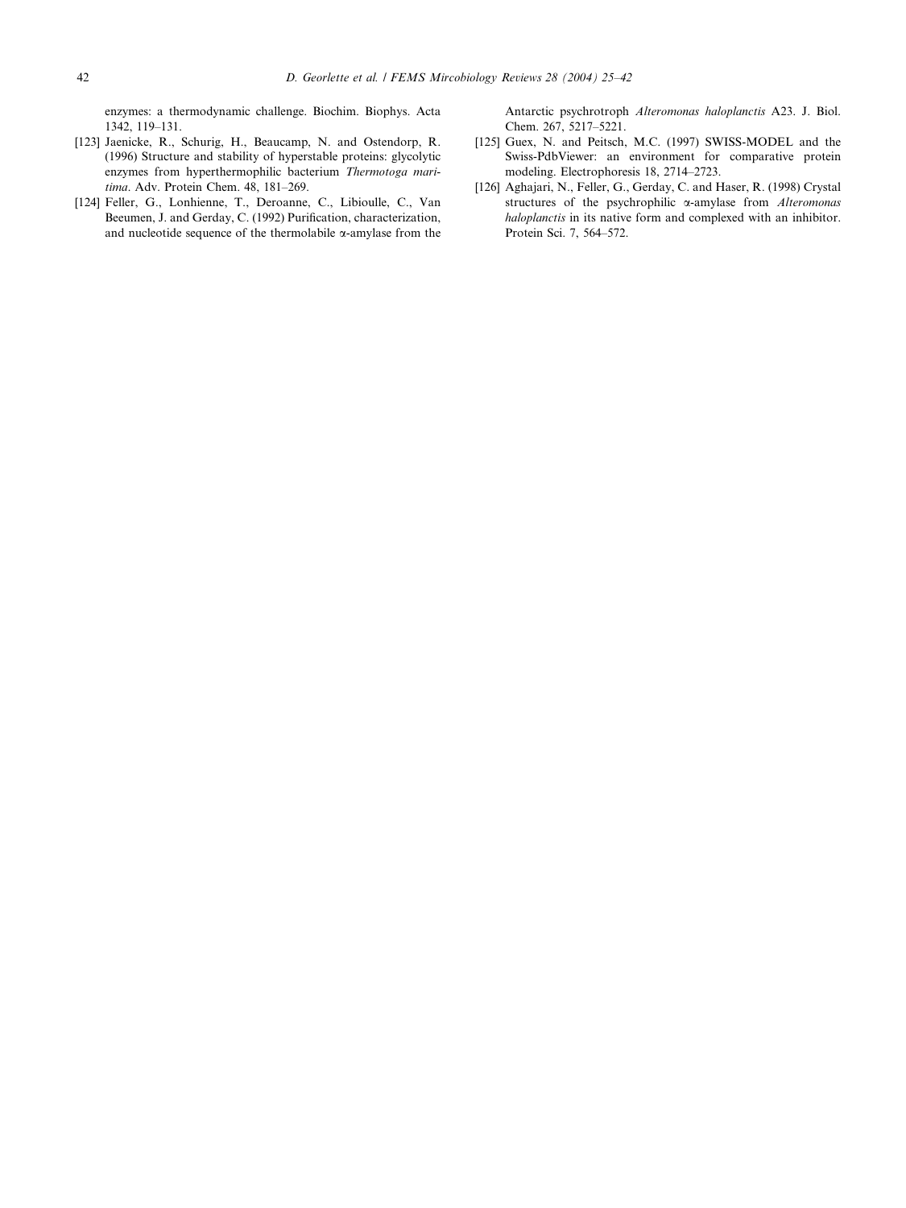enzymes: a thermodynamic challenge. Biochim. Biophys. Acta 1342, 119–131.

[123] Jaenicke, R., Schurig, H., Beaucamp, N. and Ostendorp, R. (1996) Structure and stability of hyperstable proteins: glycolytic enzymes from hyperthermophilic bacterium *Thermotoga maritima*. Adv. Protein Chem. 48, 181–269.

[124] Feller, G., Lonhienne, T., Deroanne, C., Libioulle, C., Van Beeumen, J. and Gerday, C. (1992) Purification, characterization, and nucleotide sequence of the thermolabile α-amylase from the Antarctic psychrotroph *Alteromonas haloplanctis* A23. J. Biol. Chem. 267, 5217–5221.

[125] Guex, N. and Peitsch, M.C. (1997) SWISS-MODEL and the Swiss-PdbViewer: an environment for comparative protein modeling. Electrophoresis 18, 2714–2723.

[126] Aghajari, N., Feller, G., Gerday, C. and Haser, R. (1998) Crystal structures of the psychrophilic α-amylase from *Alteromonas haloplanctis* in its native form and complexed with an inhibitor. Protein Sci. 7, 564–572.